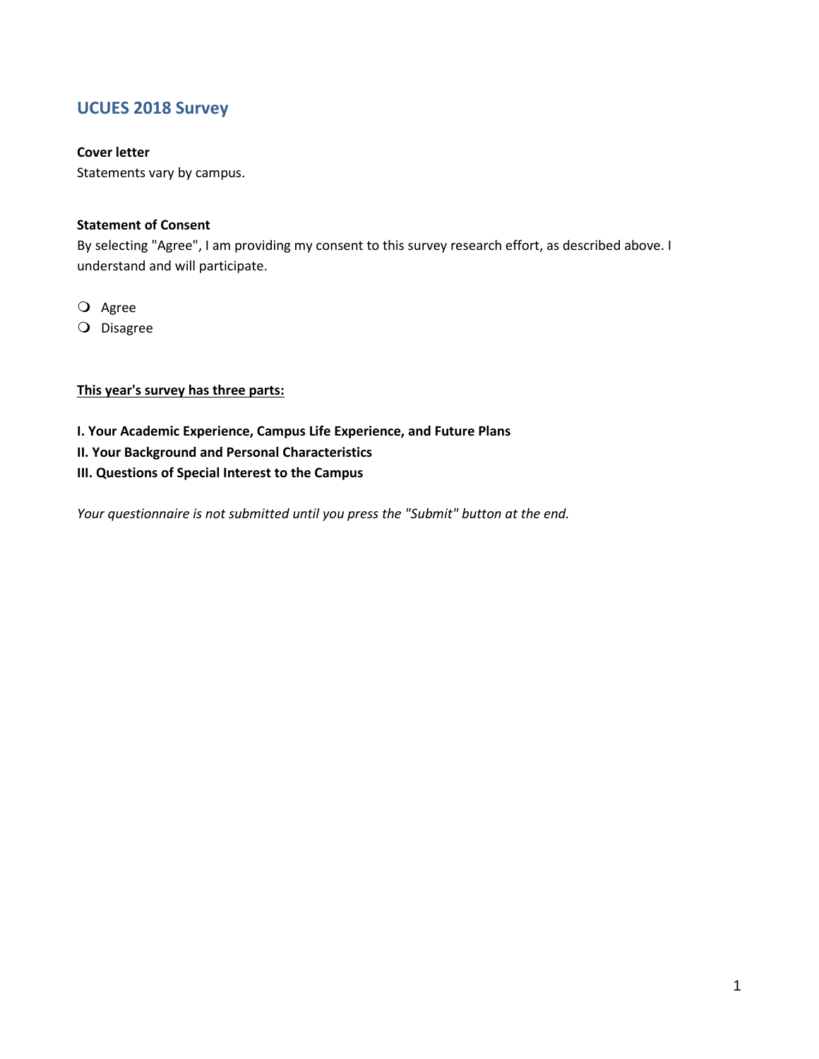# UCUES 2018 Survey

**Cover letter**

Statements vary by campus.

**Statement of Consent**

By selecting "Agree", I am providing my consent to this survey research effort, as described above. I understand and will participate.

- ❍ Agree
- ❍ Disagree

**<u>This year's survey has three parts:</u>**

**I. Your Academic Experience, Campus Life Experience, and Future Plans**
**II. Your Background and Personal Characteristics**
**III. Questions of Special Interest to the Campus**

*Your questionnaire is not submitted until you press the "Submit" button at the end.*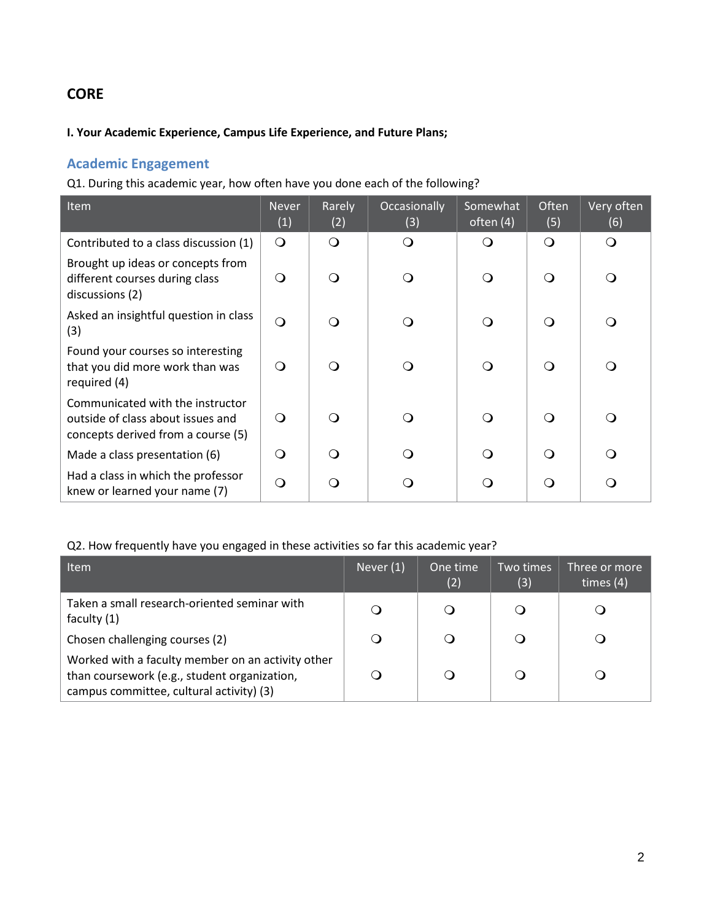# CORE

**I. Your Academic Experience, Campus Life Experience, and Future Plans;**

## Academic Engagement

Q1. During this academic year, how often have you done each of the following?

| Item | Never (1) | Rarely (2) | Occasionally (3) | Somewhat often (4) | Often (5) | Very often (6) |
|---|---|---|---|---|---|---|
| Contributed to a class discussion (1) | ❍ | ❍ | ❍ | ❍ | ❍ | ❍ |
| Brought up ideas or concepts from different courses during class discussions (2) | ❍ | ❍ | ❍ | ❍ | ❍ | ❍ |
| Asked an insightful question in class (3) | ❍ | ❍ | ❍ | ❍ | ❍ | ❍ |
| Found your courses so interesting that you did more work than was required (4) | ❍ | ❍ | ❍ | ❍ | ❍ | ❍ |
| Communicated with the instructor outside of class about issues and concepts derived from a course (5) | ❍ | ❍ | ❍ | ❍ | ❍ | ❍ |
| Made a class presentation (6) | ❍ | ❍ | ❍ | ❍ | ❍ | ❍ |
| Had a class in which the professor knew or learned your name (7) | ❍ | ❍ | ❍ | ❍ | ❍ | ❍ |

Q2. How frequently have you engaged in these activities so far this academic year?

| Item | Never (1) | One time (2) | Two times (3) | Three or more times (4) |
|---|---|---|---|---|
| Taken a small research-oriented seminar with faculty (1) | ❍ | ❍ | ❍ | ❍ |
| Chosen challenging courses (2) | ❍ | ❍ | ❍ | ❍ |
| Worked with a faculty member on an activity other than coursework (e.g., student organization, campus committee, cultural activity) (3) | ❍ | ❍ | ❍ | ❍ |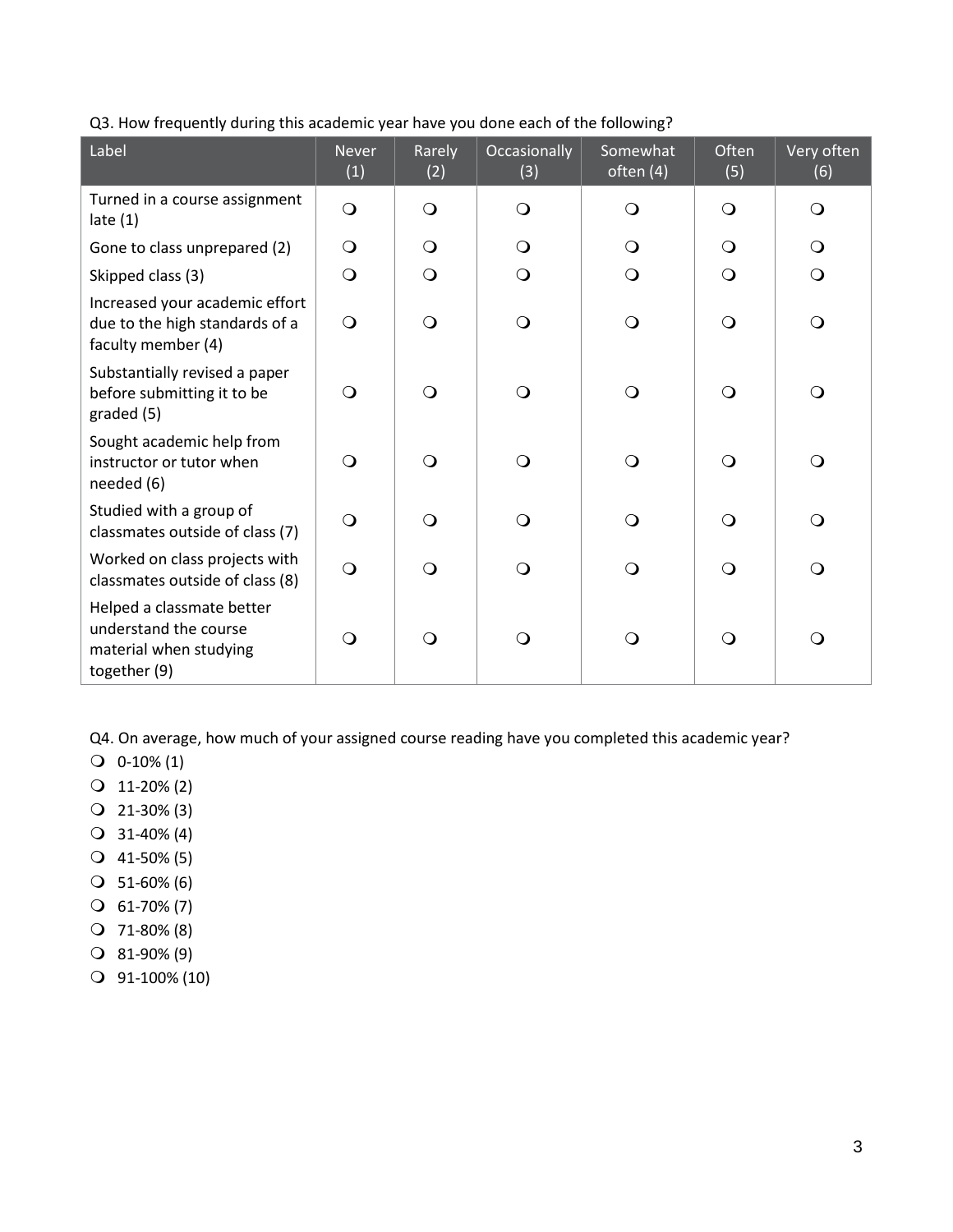Q3. How frequently during this academic year have you done each of the following?

| Label | Never (1) | Rarely (2) | Occasionally (3) | Somewhat often (4) | Often (5) | Very often (6) |
|---|---|---|---|---|---|---|
| Turned in a course assignment late (1) | ❍ | ❍ | ❍ | ❍ | ❍ | ❍ |
| Gone to class unprepared (2) | ❍ | ❍ | ❍ | ❍ | ❍ | ❍ |
| Skipped class (3) | ❍ | ❍ | ❍ | ❍ | ❍ | ❍ |
| Increased your academic effort due to the high standards of a faculty member (4) | ❍ | ❍ | ❍ | ❍ | ❍ | ❍ |
| Substantially revised a paper before submitting it to be graded (5) | ❍ | ❍ | ❍ | ❍ | ❍ | ❍ |
| Sought academic help from instructor or tutor when needed (6) | ❍ | ❍ | ❍ | ❍ | ❍ | ❍ |
| Studied with a group of classmates outside of class (7) | ❍ | ❍ | ❍ | ❍ | ❍ | ❍ |
| Worked on class projects with classmates outside of class (8) | ❍ | ❍ | ❍ | ❍ | ❍ | ❍ |
| Helped a classmate better understand the course material when studying together (9) | ❍ | ❍ | ❍ | ❍ | ❍ | ❍ |

Q4. On average, how much of your assigned course reading have you completed this academic year?

- ❍ 0-10% (1)
- ❍ 11-20% (2)
- ❍ 21-30% (3)
- ❍ 31-40% (4)
- ❍ 41-50% (5)
- ❍ 51-60% (6)
- ❍ 61-70% (7)
- ❍ 71-80% (8)
- ❍ 81-90% (9)
- ❍ 91-100% (10)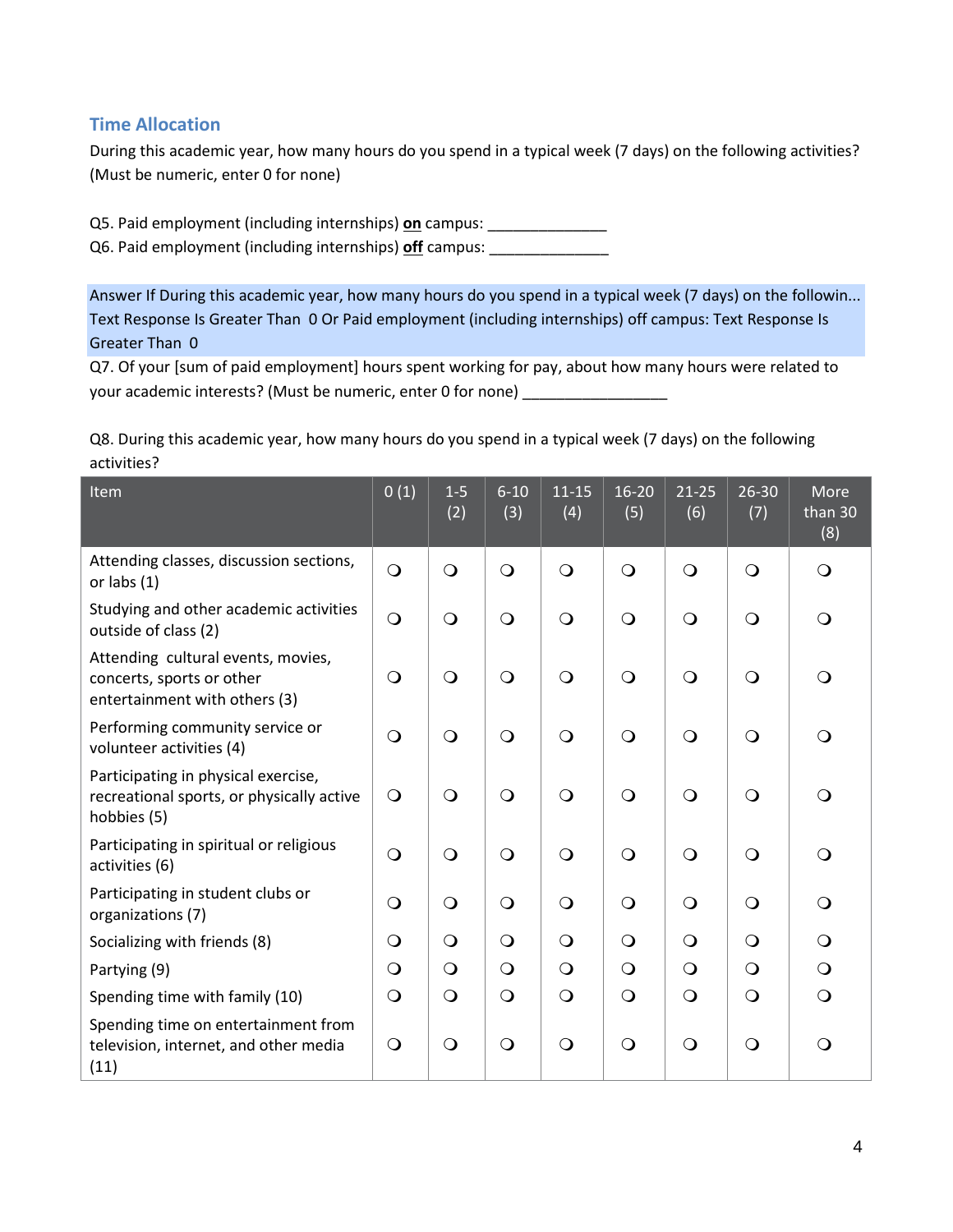## Time Allocation

During this academic year, how many hours do you spend in a typical week (7 days) on the following activities? (Must be numeric, enter 0 for none)

Q5. Paid employment (including internships) **on** campus: ______________

Q6. Paid employment (including internships) **off** campus: ______________

Answer If During this academic year, how many hours do you spend in a typical week (7 days) on the followin... Text Response Is Greater Than 0 Or Paid employment (including internships) off campus: Text Response Is Greater Than 0

Q7. Of your [sum of paid employment] hours spent working for pay, about how many hours were related to your academic interests? (Must be numeric, enter 0 for none) _________________

Q8. During this academic year, how many hours do you spend in a typical week (7 days) on the following activities?

| Item | 0 (1) | 1-5 (2) | 6-10 (3) | 11-15 (4) | 16-20 (5) | 21-25 (6) | 26-30 (7) | More than 30 (8) |
|---|---|---|---|---|---|---|---|---|
| Attending classes, discussion sections, or labs (1) | ❍ | ❍ | ❍ | ❍ | ❍ | ❍ | ❍ | ❍ |
| Studying and other academic activities outside of class (2) | ❍ | ❍ | ❍ | ❍ | ❍ | ❍ | ❍ | ❍ |
| Attending cultural events, movies, concerts, sports or other entertainment with others (3) | ❍ | ❍ | ❍ | ❍ | ❍ | ❍ | ❍ | ❍ |
| Performing community service or volunteer activities (4) | ❍ | ❍ | ❍ | ❍ | ❍ | ❍ | ❍ | ❍ |
| Participating in physical exercise, recreational sports, or physically active hobbies (5) | ❍ | ❍ | ❍ | ❍ | ❍ | ❍ | ❍ | ❍ |
| Participating in spiritual or religious activities (6) | ❍ | ❍ | ❍ | ❍ | ❍ | ❍ | ❍ | ❍ |
| Participating in student clubs or organizations (7) | ❍ | ❍ | ❍ | ❍ | ❍ | ❍ | ❍ | ❍ |
| Socializing with friends (8) | ❍ | ❍ | ❍ | ❍ | ❍ | ❍ | ❍ | ❍ |
| Partying (9) | ❍ | ❍ | ❍ | ❍ | ❍ | ❍ | ❍ | ❍ |
| Spending time with family (10) | ❍ | ❍ | ❍ | ❍ | ❍ | ❍ | ❍ | ❍ |
| Spending time on entertainment from television, internet, and other media (11) | ❍ | ❍ | ❍ | ❍ | ❍ | ❍ | ❍ | ❍ |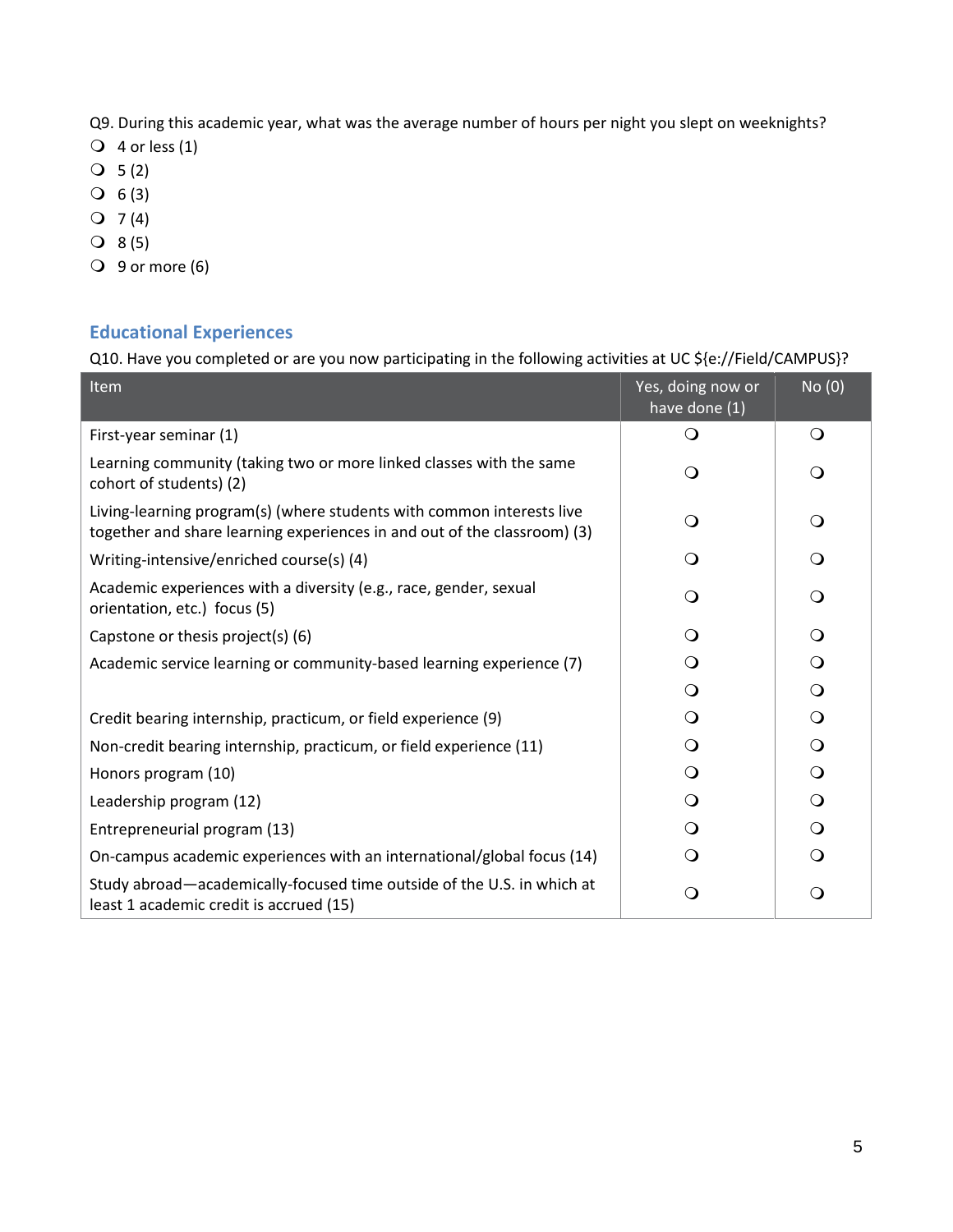Q9. During this academic year, what was the average number of hours per night you slept on weeknights?

- 4 or less (1)
- 5 (2)
- 6 (3)
- 7 (4)
- 8 (5)
- 9 or more (6)

## Educational Experiences

Q10. Have you completed or are you now participating in the following activities at UC ${e://Field/CAMPUS}?

| Item | Yes, doing now or have done (1) | No (0) |
|---|---|---|
| First-year seminar (1) | ○ | ○ |
| Learning community (taking two or more linked classes with the same cohort of students) (2) | ○ | ○ |
| Living-learning program(s) (where students with common interests live together and share learning experiences in and out of the classroom) (3) | ○ | ○ |
| Writing-intensive/enriched course(s) (4) | ○ | ○ |
| Academic experiences with a diversity (e.g., race, gender, sexual orientation, etc.) focus (5) | ○ | ○ |
| Capstone or thesis project(s) (6) | ○ | ○ |
| Academic service learning or community-based learning experience (7) | ○ | ○ |
| | ○ | ○ |
| Credit bearing internship, practicum, or field experience (9) | ○ | ○ |
| Non-credit bearing internship, practicum, or field experience (11) | ○ | ○ |
| Honors program (10) | ○ | ○ |
| Leadership program (12) | ○ | ○ |
| Entrepreneurial program (13) | ○ | ○ |
| On-campus academic experiences with an international/global focus (14) | ○ | ○ |
| Study abroad—academically-focused time outside of the U.S. in which at least 1 academic credit is accrued (15) | ○ | ○ |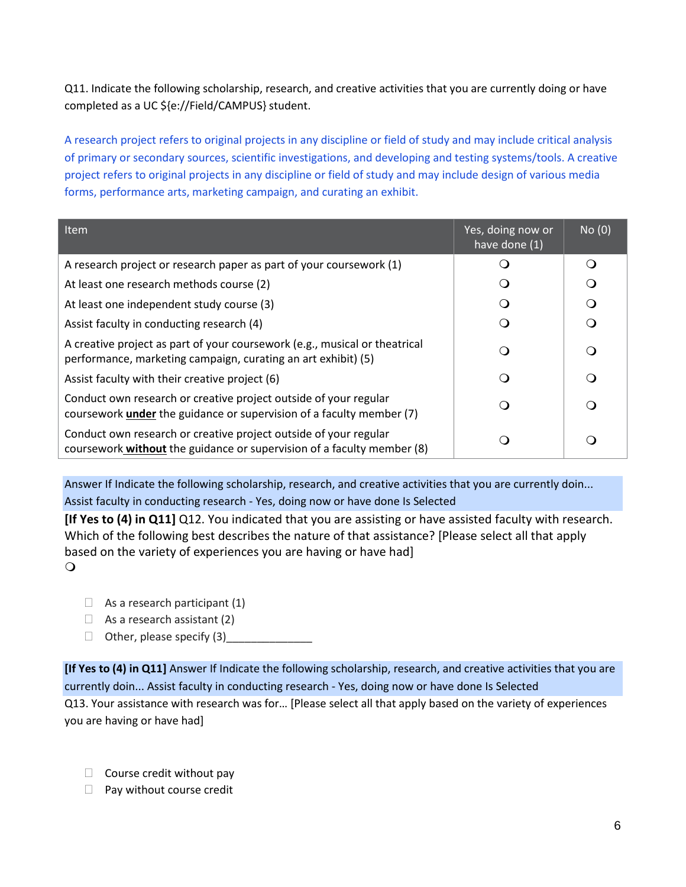Q11. Indicate the following scholarship, research, and creative activities that you are currently doing or have completed as a UC ${e://Field/CAMPUS} student.

A research project refers to original projects in any discipline or field of study and may include critical analysis of primary or secondary sources, scientific investigations, and developing and testing systems/tools. A creative project refers to original projects in any discipline or field of study and may include design of various media forms, performance arts, marketing campaign, and curating an exhibit.

| Item | Yes, doing now or have done (1) | No (0) |
|---|---|---|
| A research project or research paper as part of your coursework (1) | ❍ | ❍ |
| At least one research methods course (2) | ❍ | ❍ |
| At least one independent study course (3) | ❍ | ❍ |
| Assist faculty in conducting research (4) | ❍ | ❍ |
| A creative project as part of your coursework (e.g., musical or theatrical performance, marketing campaign, curating an art exhibit) (5) | ❍ | ❍ |
| Assist faculty with their creative project (6) | ❍ | ❍ |
| Conduct own research or creative project outside of your regular coursework **under** the guidance or supervision of a faculty member (7) | ❍ | ❍ |
| Conduct own research or creative project outside of your regular coursework **without** the guidance or supervision of a faculty member (8) | ❍ | ❍ |

Answer If Indicate the following scholarship, research, and creative activities that you are currently doin... Assist faculty in conducting research - Yes, doing now or have done Is Selected

**[If Yes to (4) in Q11]** Q12. You indicated that you are assisting or have assisted faculty with research. Which of the following best describes the nature of that assistance? [Please select all that apply based on the variety of experiences you are having or have had]

❍

- ☐ As a research participant (1)
- ☐ As a research assistant (2)
- ☐ Other, please specify (3)______________

**[If Yes to (4) in Q11]** Answer If Indicate the following scholarship, research, and creative activities that you are currently doin... Assist faculty in conducting research - Yes, doing now or have done Is Selected

Q13. Your assistance with research was for… [Please select all that apply based on the variety of experiences you are having or have had]

- ☐ Course credit without pay
- ☐ Pay without course credit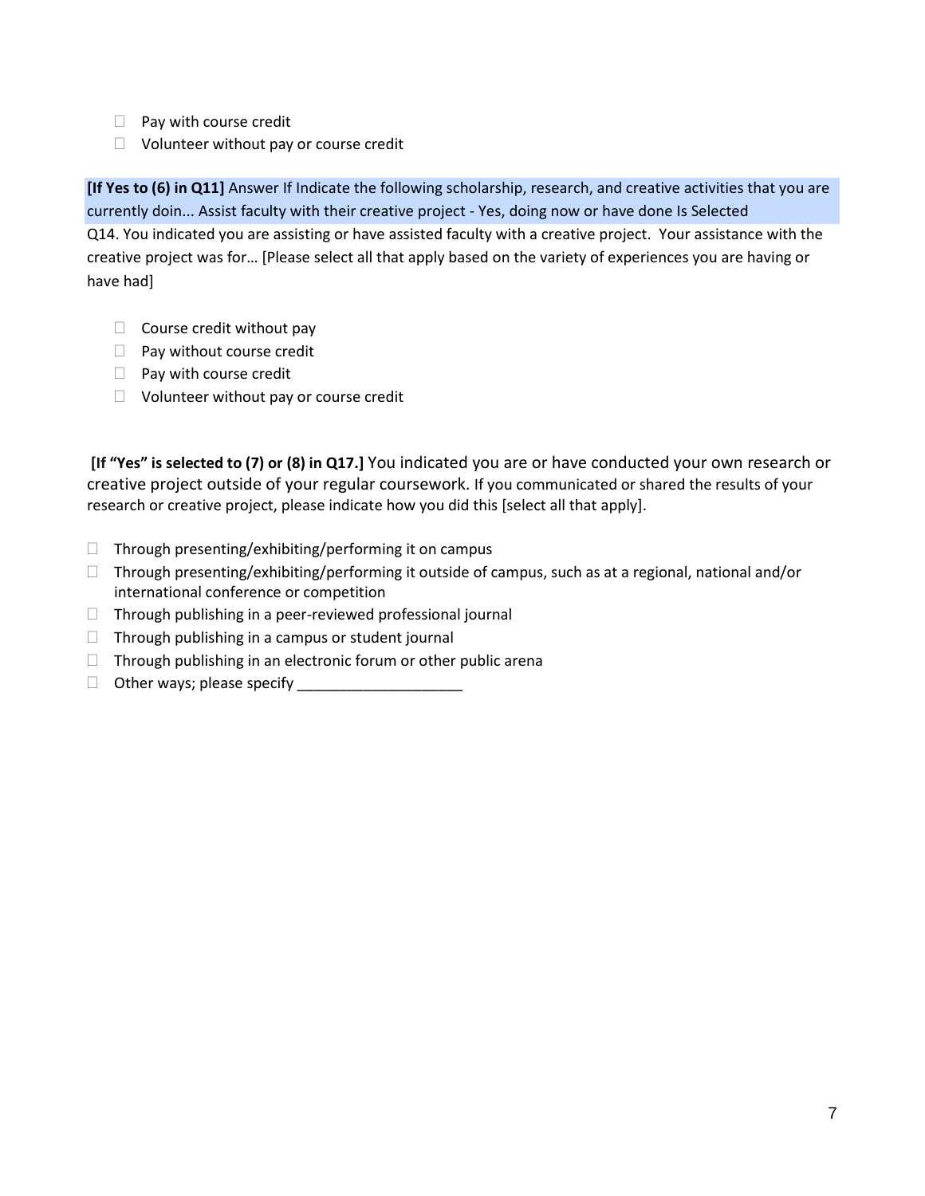- ☐ Pay with course credit
- ☐ Volunteer without pay or course credit

**[If Yes to (6) in Q11]** Answer If Indicate the following scholarship, research, and creative activities that you are currently doin... Assist faculty with their creative project - Yes, doing now or have done Is Selected

Q14. You indicated you are assisting or have assisted faculty with a creative project. Your assistance with the creative project was for… [Please select all that apply based on the variety of experiences you are having or have had]

- ☐ Course credit without pay
- ☐ Pay without course credit
- ☐ Pay with course credit
- ☐ Volunteer without pay or course credit

**[If "Yes" is selected to (7) or (8) in Q17.]** You indicated you are or have conducted your own research or creative project outside of your regular coursework. If you communicated or shared the results of your research or creative project, please indicate how you did this [select all that apply].

- ☐ Through presenting/exhibiting/performing it on campus
- ☐ Through presenting/exhibiting/performing it outside of campus, such as at a regional, national and/or international conference or competition
- ☐ Through publishing in a peer-reviewed professional journal
- ☐ Through publishing in a campus or student journal
- ☐ Through publishing in an electronic forum or other public arena
- ☐ Other ways; please specify ____________________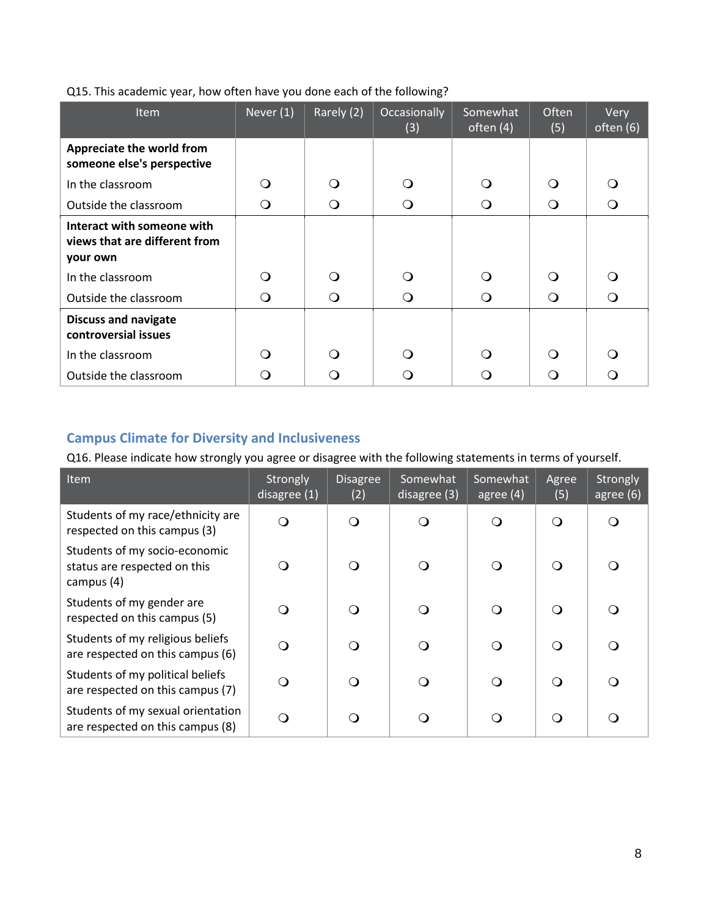Q15. This academic year, how often have you done each of the following?

| Item | Never (1) | Rarely (2) | Occasionally (3) | Somewhat often (4) | Often (5) | Very often (6) |
|---|---|---|---|---|---|---|
| **Appreciate the world from someone else's perspective** | | | | | | |
| In the classroom | ❍ | ❍ | ❍ | ❍ | ❍ | ❍ |
| Outside the classroom | ❍ | ❍ | ❍ | ❍ | ❍ | ❍ |
| **Interact with someone with views that are different from your own** | | | | | | |
| In the classroom | ❍ | ❍ | ❍ | ❍ | ❍ | ❍ |
| Outside the classroom | ❍ | ❍ | ❍ | ❍ | ❍ | ❍ |
| **Discuss and navigate controversial issues** | | | | | | |
| In the classroom | ❍ | ❍ | ❍ | ❍ | ❍ | ❍ |
| Outside the classroom | ❍ | ❍ | ❍ | ❍ | ❍ | ❍ |

## Campus Climate for Diversity and Inclusiveness

Q16. Please indicate how strongly you agree or disagree with the following statements in terms of yourself.

| Item | Strongly disagree (1) | Disagree (2) | Somewhat disagree (3) | Somewhat agree (4) | Agree (5) | Strongly agree (6) |
|---|---|---|---|---|---|---|
| Students of my race/ethnicity are respected on this campus (3) | ❍ | ❍ | ❍ | ❍ | ❍ | ❍ |
| Students of my socio-economic status are respected on this campus (4) | ❍ | ❍ | ❍ | ❍ | ❍ | ❍ |
| Students of my gender are respected on this campus (5) | ❍ | ❍ | ❍ | ❍ | ❍ | ❍ |
| Students of my religious beliefs are respected on this campus (6) | ❍ | ❍ | ❍ | ❍ | ❍ | ❍ |
| Students of my political beliefs are respected on this campus (7) | ❍ | ❍ | ❍ | ❍ | ❍ | ❍ |
| Students of my sexual orientation are respected on this campus (8) | ❍ | ❍ | ❍ | ❍ | ❍ | ❍ |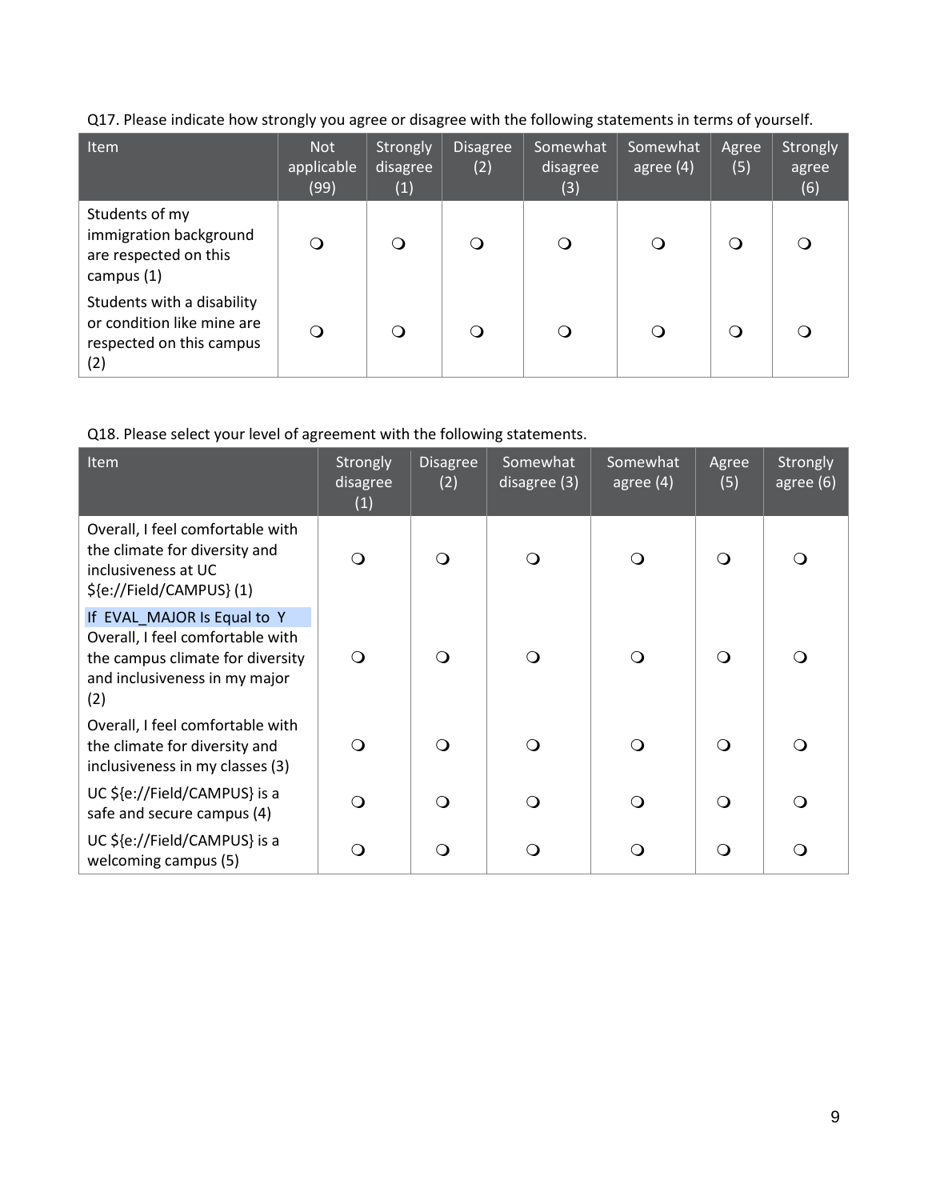Q17. Please indicate how strongly you agree or disagree with the following statements in terms of yourself.

| Item | Not applicable (99) | Strongly disagree (1) | Disagree (2) | Somewhat disagree (3) | Somewhat agree (4) | Agree (5) | Strongly agree (6) |
|---|---|---|---|---|---|---|---|
| Students of my immigration background are respected on this campus (1) | ❍ | ❍ | ❍ | ❍ | ❍ | ❍ | ❍ |
| Students with a disability or condition like mine are respected on this campus (2) | ❍ | ❍ | ❍ | ❍ | ❍ | ❍ | ❍ |

Q18. Please select your level of agreement with the following statements.

| Item | Strongly disagree (1) | Disagree (2) | Somewhat disagree (3) | Somewhat agree (4) | Agree (5) | Strongly agree (6) |
|---|---|---|---|---|---|---|
| Overall, I feel comfortable with the climate for diversity and inclusiveness at UC ${e://Field/CAMPUS} (1) | ❍ | ❍ | ❍ | ❍ | ❍ | ❍ |
| If EVAL_MAJOR Is Equal to Y<br>Overall, I feel comfortable with the campus climate for diversity and inclusiveness in my major (2) | ❍ | ❍ | ❍ | ❍ | ❍ | ❍ |
| Overall, I feel comfortable with the climate for diversity and inclusiveness in my classes (3) | ❍ | ❍ | ❍ | ❍ | ❍ | ❍ |
| UC ${e://Field/CAMPUS} is a safe and secure campus (4) | ❍ | ❍ | ❍ | ❍ | ❍ | ❍ |
| UC ${e://Field/CAMPUS} is a welcoming campus (5) | ❍ | ❍ | ❍ | ❍ | ❍ | ❍ |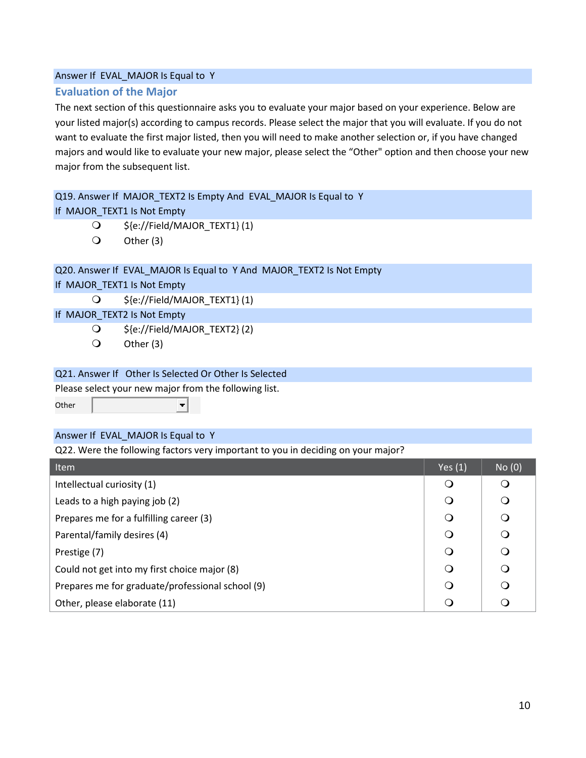Answer If EVAL_MAJOR Is Equal to Y

## Evaluation of the Major

The next section of this questionnaire asks you to evaluate your major based on your experience. Below are your listed major(s) according to campus records. Please select the major that you will evaluate. If you do not want to evaluate the first major listed, then you will need to make another selection or, if you have changed majors and would like to evaluate your new major, please select the "Other" option and then choose your new major from the subsequent list.

Q19. Answer If MAJOR_TEXT2 Is Empty And EVAL_MAJOR Is Equal to Y

If MAJOR_TEXT1 Is Not Empty

- ❍ ${e://Field/MAJOR_TEXT1} (1)
- ❍ Other (3)

Q20. Answer If EVAL_MAJOR Is Equal to Y And MAJOR_TEXT2 Is Not Empty

If MAJOR_TEXT1 Is Not Empty

- ❍ ${e://Field/MAJOR_TEXT1} (1)

If MAJOR_TEXT2 Is Not Empty

- ❍ ${e://Field/MAJOR_TEXT2} (2)
- ❍ Other (3)

Q21. Answer If Other Is Selected Or Other Is Selected

Please select your new major from the following list.

Other [dropdown]

Answer If EVAL_MAJOR Is Equal to Y

Q22. Were the following factors very important to you in deciding on your major?

| Item | Yes (1) | No (0) |
|---|---|---|
| Intellectual curiosity (1) | ❍ | ❍ |
| Leads to a high paying job (2) | ❍ | ❍ |
| Prepares me for a fulfilling career (3) | ❍ | ❍ |
| Parental/family desires (4) | ❍ | ❍ |
| Prestige (7) | ❍ | ❍ |
| Could not get into my first choice major (8) | ❍ | ❍ |
| Prepares me for graduate/professional school (9) | ❍ | ❍ |
| Other, please elaborate (11) | ❍ | ❍ |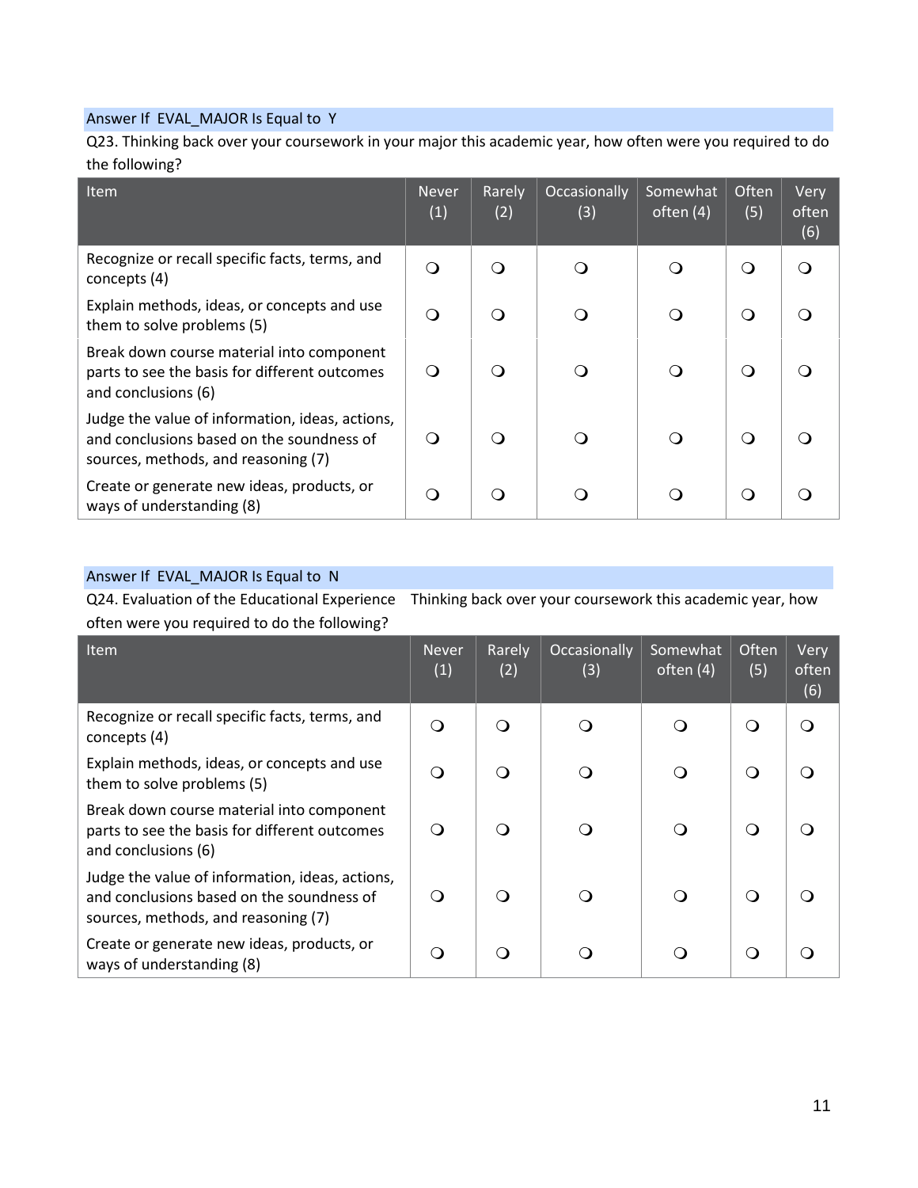Answer If EVAL_MAJOR Is Equal to Y

Q23. Thinking back over your coursework in your major this academic year, how often were you required to do the following?

| Item | Never (1) | Rarely (2) | Occasionally (3) | Somewhat often (4) | Often (5) | Very often (6) |
|---|---|---|---|---|---|---|
| Recognize or recall specific facts, terms, and concepts (4) | ❍ | ❍ | ❍ | ❍ | ❍ | ❍ |
| Explain methods, ideas, or concepts and use them to solve problems (5) | ❍ | ❍ | ❍ | ❍ | ❍ | ❍ |
| Break down course material into component parts to see the basis for different outcomes and conclusions (6) | ❍ | ❍ | ❍ | ❍ | ❍ | ❍ |
| Judge the value of information, ideas, actions, and conclusions based on the soundness of sources, methods, and reasoning (7) | ❍ | ❍ | ❍ | ❍ | ❍ | ❍ |
| Create or generate new ideas, products, or ways of understanding (8) | ❍ | ❍ | ❍ | ❍ | ❍ | ❍ |

Answer If EVAL_MAJOR Is Equal to N

Q24. Evaluation of the Educational Experience Thinking back over your coursework this academic year, how often were you required to do the following?

| Item | Never (1) | Rarely (2) | Occasionally (3) | Somewhat often (4) | Often (5) | Very often (6) |
|---|---|---|---|---|---|---|
| Recognize or recall specific facts, terms, and concepts (4) | ❍ | ❍ | ❍ | ❍ | ❍ | ❍ |
| Explain methods, ideas, or concepts and use them to solve problems (5) | ❍ | ❍ | ❍ | ❍ | ❍ | ❍ |
| Break down course material into component parts to see the basis for different outcomes and conclusions (6) | ❍ | ❍ | ❍ | ❍ | ❍ | ❍ |
| Judge the value of information, ideas, actions, and conclusions based on the soundness of sources, methods, and reasoning (7) | ❍ | ❍ | ❍ | ❍ | ❍ | ❍ |
| Create or generate new ideas, products, or ways of understanding (8) | ❍ | ❍ | ❍ | ❍ | ❍ | ❍ |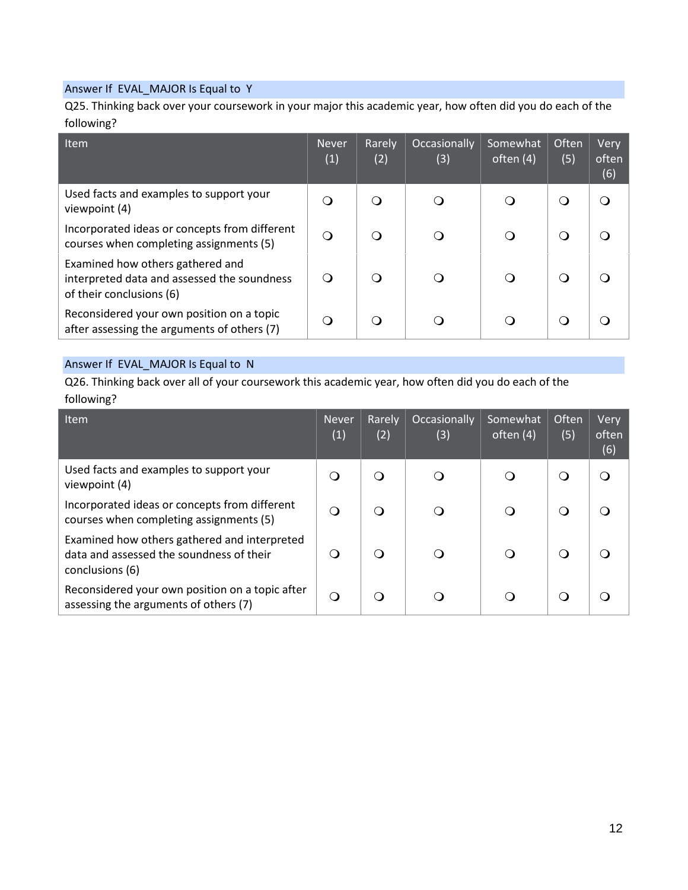Answer If EVAL_MAJOR Is Equal to Y

Q25. Thinking back over your coursework in your major this academic year, how often did you do each of the following?

| Item | Never (1) | Rarely (2) | Occasionally (3) | Somewhat often (4) | Often (5) | Very often (6) |
|---|---|---|---|---|---|---|
| Used facts and examples to support your viewpoint (4) | ❍ | ❍ | ❍ | ❍ | ❍ | ❍ |
| Incorporated ideas or concepts from different courses when completing assignments (5) | ❍ | ❍ | ❍ | ❍ | ❍ | ❍ |
| Examined how others gathered and interpreted data and assessed the soundness of their conclusions (6) | ❍ | ❍ | ❍ | ❍ | ❍ | ❍ |
| Reconsidered your own position on a topic after assessing the arguments of others (7) | ❍ | ❍ | ❍ | ❍ | ❍ | ❍ |

Answer If EVAL_MAJOR Is Equal to N

Q26. Thinking back over all of your coursework this academic year, how often did you do each of the following?

| Item | Never (1) | Rarely (2) | Occasionally (3) | Somewhat often (4) | Often (5) | Very often (6) |
|---|---|---|---|---|---|---|
| Used facts and examples to support your viewpoint (4) | ❍ | ❍ | ❍ | ❍ | ❍ | ❍ |
| Incorporated ideas or concepts from different courses when completing assignments (5) | ❍ | ❍ | ❍ | ❍ | ❍ | ❍ |
| Examined how others gathered and interpreted data and assessed the soundness of their conclusions (6) | ❍ | ❍ | ❍ | ❍ | ❍ | ❍ |
| Reconsidered your own position on a topic after assessing the arguments of others (7) | ❍ | ❍ | ❍ | ❍ | ❍ | ❍ |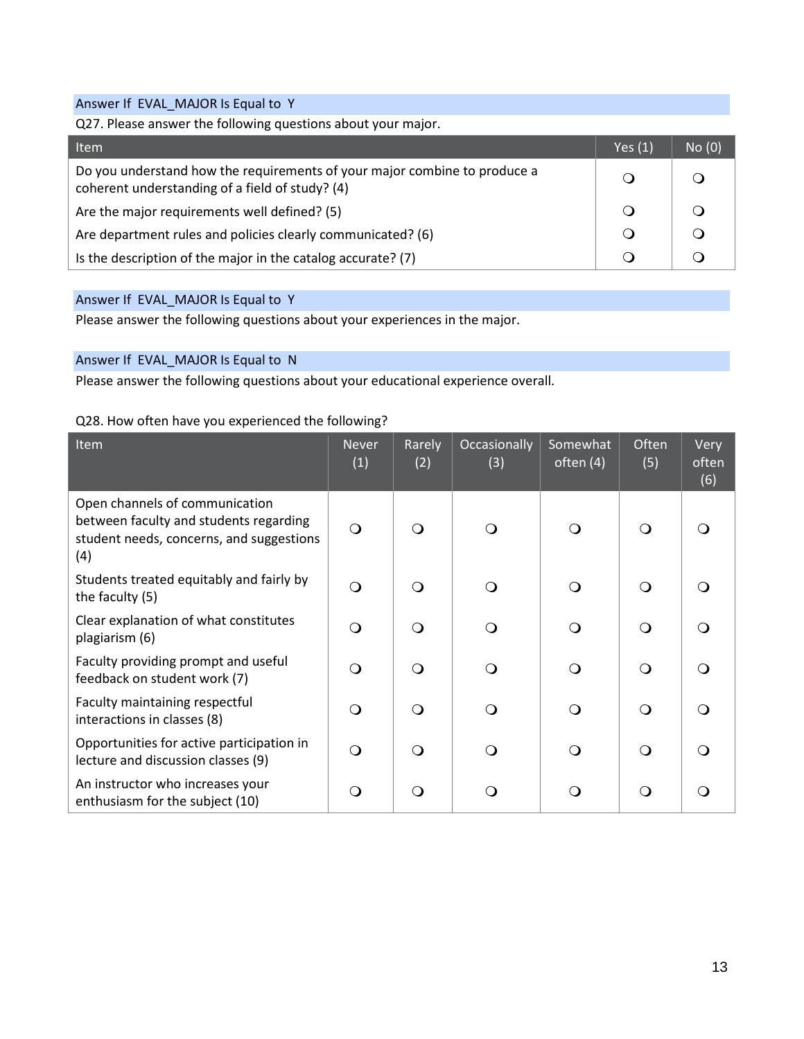Answer If EVAL_MAJOR Is Equal to Y

Q27. Please answer the following questions about your major.

| Item | Yes (1) | No (0) |
| --- | --- | --- |
| Do you understand how the requirements of your major combine to produce a coherent understanding of a field of study? (4) | ❍ | ❍ |
| Are the major requirements well defined? (5) | ❍ | ❍ |
| Are department rules and policies clearly communicated? (6) | ❍ | ❍ |
| Is the description of the major in the catalog accurate? (7) | ❍ | ❍ |

Answer If EVAL_MAJOR Is Equal to Y

Please answer the following questions about your experiences in the major.

Answer If EVAL_MAJOR Is Equal to N

Please answer the following questions about your educational experience overall.

Q28. How often have you experienced the following?

| Item | Never (1) | Rarely (2) | Occasionally (3) | Somewhat often (4) | Often (5) | Very often (6) |
| --- | --- | --- | --- | --- | --- | --- |
| Open channels of communication between faculty and students regarding student needs, concerns, and suggestions (4) | ❍ | ❍ | ❍ | ❍ | ❍ | ❍ |
| Students treated equitably and fairly by the faculty (5) | ❍ | ❍ | ❍ | ❍ | ❍ | ❍ |
| Clear explanation of what constitutes plagiarism (6) | ❍ | ❍ | ❍ | ❍ | ❍ | ❍ |
| Faculty providing prompt and useful feedback on student work (7) | ❍ | ❍ | ❍ | ❍ | ❍ | ❍ |
| Faculty maintaining respectful interactions in classes (8) | ❍ | ❍ | ❍ | ❍ | ❍ | ❍ |
| Opportunities for active participation in lecture and discussion classes (9) | ❍ | ❍ | ❍ | ❍ | ❍ | ❍ |
| An instructor who increases your enthusiasm for the subject (10) | ❍ | ❍ | ❍ | ❍ | ❍ | ❍ |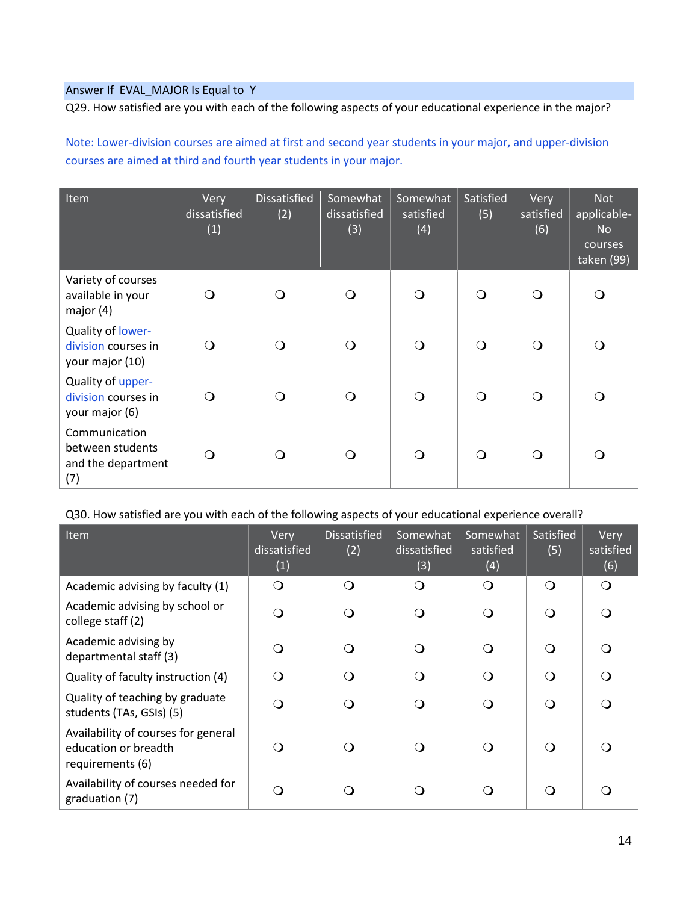Answer If EVAL_MAJOR Is Equal to Y

Q29. How satisfied are you with each of the following aspects of your educational experience in the major?

Note: Lower-division courses are aimed at first and second year students in your major, and upper-division courses are aimed at third and fourth year students in your major.

| Item | Very dissatisfied (1) | Dissatisfied (2) | Somewhat dissatisfied (3) | Somewhat satisfied (4) | Satisfied (5) | Very satisfied (6) | Not applicable- No courses taken (99) |
|---|---|---|---|---|---|---|---|
| Variety of courses available in your major (4) | ❍ | ❍ | ❍ | ❍ | ❍ | ❍ | ❍ |
| Quality of lower-division courses in your major (10) | ❍ | ❍ | ❍ | ❍ | ❍ | ❍ | ❍ |
| Quality of upper-division courses in your major (6) | ❍ | ❍ | ❍ | ❍ | ❍ | ❍ | ❍ |
| Communication between students and the department (7) | ❍ | ❍ | ❍ | ❍ | ❍ | ❍ | ❍ |

Q30. How satisfied are you with each of the following aspects of your educational experience overall?

| Item | Very dissatisfied (1) | Dissatisfied (2) | Somewhat dissatisfied (3) | Somewhat satisfied (4) | Satisfied (5) | Very satisfied (6) |
|---|---|---|---|---|---|---|
| Academic advising by faculty (1) | ❍ | ❍ | ❍ | ❍ | ❍ | ❍ |
| Academic advising by school or college staff (2) | ❍ | ❍ | ❍ | ❍ | ❍ | ❍ |
| Academic advising by departmental staff (3) | ❍ | ❍ | ❍ | ❍ | ❍ | ❍ |
| Quality of faculty instruction (4) | ❍ | ❍ | ❍ | ❍ | ❍ | ❍ |
| Quality of teaching by graduate students (TAs, GSIs) (5) | ❍ | ❍ | ❍ | ❍ | ❍ | ❍ |
| Availability of courses for general education or breadth requirements (6) | ❍ | ❍ | ❍ | ❍ | ❍ | ❍ |
| Availability of courses needed for graduation (7) | ❍ | ❍ | ❍ | ❍ | ❍ | ❍ |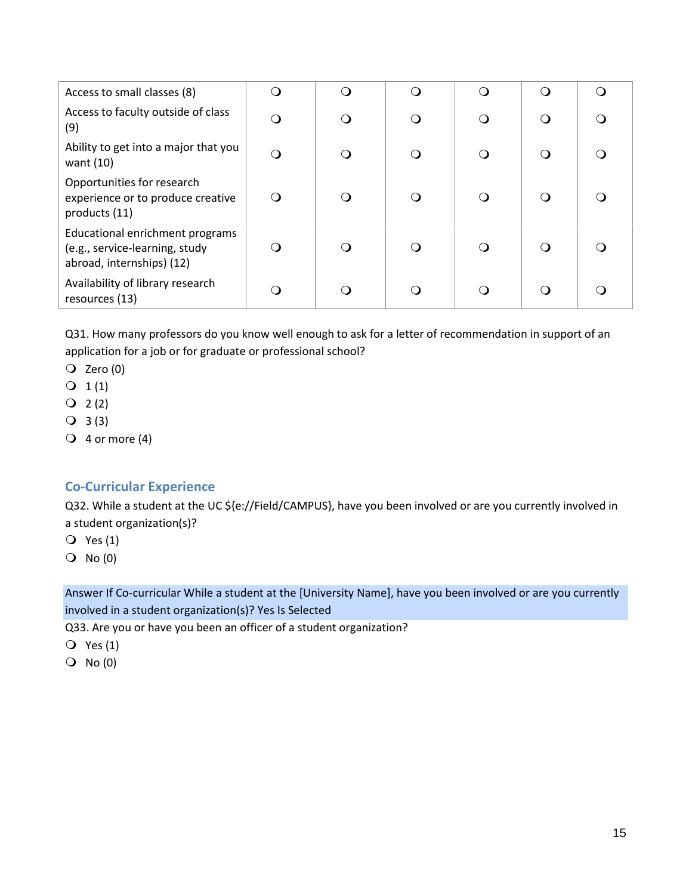| | | | | | | |
|---|---|---|---|---|---|---|
| Access to small classes (8) | ❍ | ❍ | ❍ | ❍ | ❍ | ❍ |
| Access to faculty outside of class (9) | ❍ | ❍ | ❍ | ❍ | ❍ | ❍ |
| Ability to get into a major that you want (10) | ❍ | ❍ | ❍ | ❍ | ❍ | ❍ |
| Opportunities for research experience or to produce creative products (11) | ❍ | ❍ | ❍ | ❍ | ❍ | ❍ |
| Educational enrichment programs (e.g., service-learning, study abroad, internships) (12) | ❍ | ❍ | ❍ | ❍ | ❍ | ❍ |
| Availability of library research resources (13) | ❍ | ❍ | ❍ | ❍ | ❍ | ❍ |

Q31. How many professors do you know well enough to ask for a letter of recommendation in support of an application for a job or for graduate or professional school?

- ❍ Zero (0)
- ❍ 1 (1)
- ❍ 2 (2)
- ❍ 3 (3)
- ❍ 4 or more (4)

## Co-Curricular Experience

Q32. While a student at the UC ${e://Field/CAMPUS}, have you been involved or are you currently involved in a student organization(s)?

- ❍ Yes (1)
- ❍ No (0)

Answer If Co-curricular While a student at the [University Name], have you been involved or are you currently involved in a student organization(s)? Yes Is Selected

Q33. Are you or have you been an officer of a student organization?

- ❍ Yes (1)
- ❍ No (0)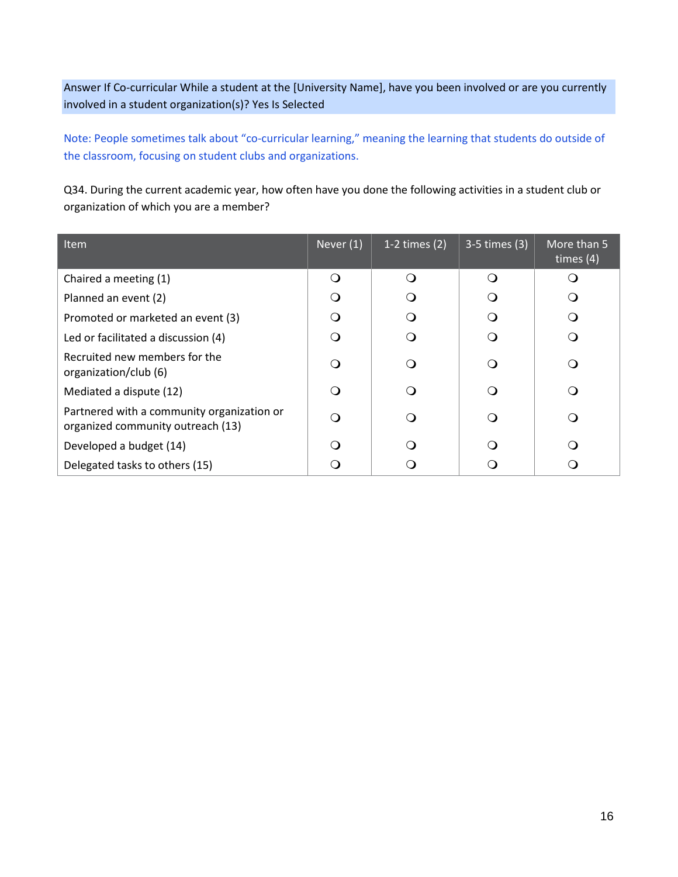Answer If Co-curricular While a student at the [University Name], have you been involved or are you currently involved in a student organization(s)? Yes Is Selected

Note: People sometimes talk about "co-curricular learning," meaning the learning that students do outside of the classroom, focusing on student clubs and organizations.

Q34. During the current academic year, how often have you done the following activities in a student club or organization of which you are a member?

| Item | Never (1) | 1-2 times (2) | 3-5 times (3) | More than 5 times (4) |
|---|---|---|---|---|
| Chaired a meeting (1) | ❍ | ❍ | ❍ | ❍ |
| Planned an event (2) | ❍ | ❍ | ❍ | ❍ |
| Promoted or marketed an event (3) | ❍ | ❍ | ❍ | ❍ |
| Led or facilitated a discussion (4) | ❍ | ❍ | ❍ | ❍ |
| Recruited new members for the organization/club (6) | ❍ | ❍ | ❍ | ❍ |
| Mediated a dispute (12) | ❍ | ❍ | ❍ | ❍ |
| Partnered with a community organization or organized community outreach (13) | ❍ | ❍ | ❍ | ❍ |
| Developed a budget (14) | ❍ | ❍ | ❍ | ❍ |
| Delegated tasks to others (15) | ❍ | ❍ | ❍ | ❍ |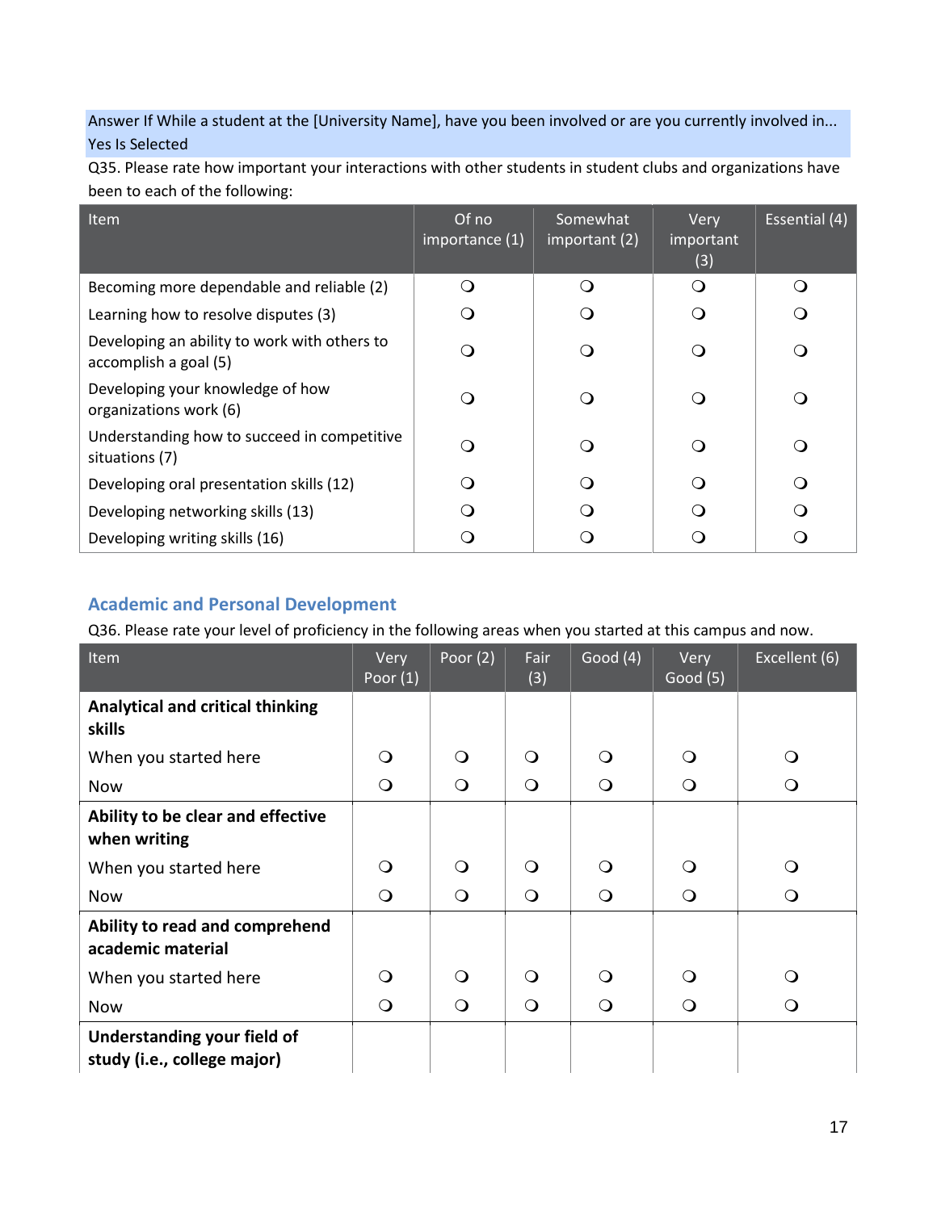Answer If While a student at the [University Name], have you been involved or are you currently involved in... Yes Is Selected

Q35. Please rate how important your interactions with other students in student clubs and organizations have been to each of the following:

| Item | Of no importance (1) | Somewhat important (2) | Very important (3) | Essential (4) |
|---|---|---|---|---|
| Becoming more dependable and reliable (2) | ❍ | ❍ | ❍ | ❍ |
| Learning how to resolve disputes (3) | ❍ | ❍ | ❍ | ❍ |
| Developing an ability to work with others to accomplish a goal (5) | ❍ | ❍ | ❍ | ❍ |
| Developing your knowledge of how organizations work (6) | ❍ | ❍ | ❍ | ❍ |
| Understanding how to succeed in competitive situations (7) | ❍ | ❍ | ❍ | ❍ |
| Developing oral presentation skills (12) | ❍ | ❍ | ❍ | ❍ |
| Developing networking skills (13) | ❍ | ❍ | ❍ | ❍ |
| Developing writing skills (16) | ❍ | ❍ | ❍ | ❍ |

## Academic and Personal Development

Q36. Please rate your level of proficiency in the following areas when you started at this campus and now.

| Item | Very Poor (1) | Poor (2) | Fair (3) | Good (4) | Very Good (5) | Excellent (6) |
|---|---|---|---|---|---|---|
| **Analytical and critical thinking skills** | | | | | | |
| When you started here | ❍ | ❍ | ❍ | ❍ | ❍ | ❍ |
| Now | ❍ | ❍ | ❍ | ❍ | ❍ | ❍ |
| **Ability to be clear and effective when writing** | | | | | | |
| When you started here | ❍ | ❍ | ❍ | ❍ | ❍ | ❍ |
| Now | ❍ | ❍ | ❍ | ❍ | ❍ | ❍ |
| **Ability to read and comprehend academic material** | | | | | | |
| When you started here | ❍ | ❍ | ❍ | ❍ | ❍ | ❍ |
| Now | ❍ | ❍ | ❍ | ❍ | ❍ | ❍ |
| **Understanding your field of study (i.e., college major)** | | | | | | |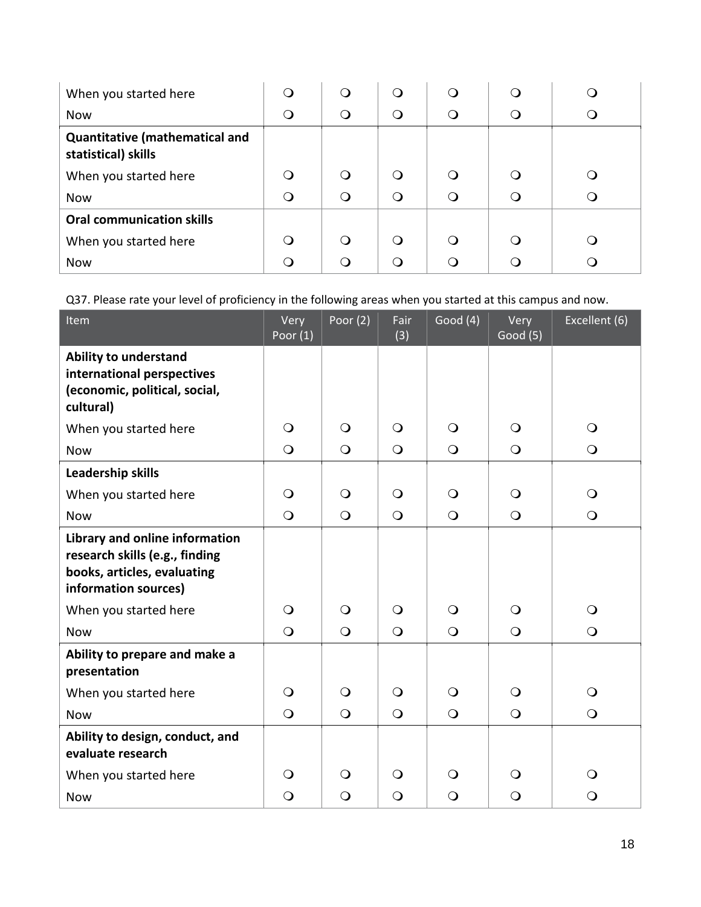| | | | | | | |
|---|---|---|---|---|---|---|
| When you started here | ❍ | ❍ | ❍ | ❍ | ❍ | ❍ |
| Now | ❍ | ❍ | ❍ | ❍ | ❍ | ❍ |
| **Quantitative (mathematical and statistical) skills** | | | | | | |
| When you started here | ❍ | ❍ | ❍ | ❍ | ❍ | ❍ |
| Now | ❍ | ❍ | ❍ | ❍ | ❍ | ❍ |
| **Oral communication skills** | | | | | | |
| When you started here | ❍ | ❍ | ❍ | ❍ | ❍ | ❍ |
| Now | ❍ | ❍ | ❍ | ❍ | ❍ | ❍ |

Q37. Please rate your level of proficiency in the following areas when you started at this campus and now.

| Item | Very Poor (1) | Poor (2) | Fair (3) | Good (4) | Very Good (5) | Excellent (6) |
|---|---|---|---|---|---|---|
| **Ability to understand international perspectives (economic, political, social, cultural)** | | | | | | |
| When you started here | ❍ | ❍ | ❍ | ❍ | ❍ | ❍ |
| Now | ❍ | ❍ | ❍ | ❍ | ❍ | ❍ |
| **Leadership skills** | | | | | | |
| When you started here | ❍ | ❍ | ❍ | ❍ | ❍ | ❍ |
| Now | ❍ | ❍ | ❍ | ❍ | ❍ | ❍ |
| **Library and online information research skills (e.g., finding books, articles, evaluating information sources)** | | | | | | |
| When you started here | ❍ | ❍ | ❍ | ❍ | ❍ | ❍ |
| Now | ❍ | ❍ | ❍ | ❍ | ❍ | ❍ |
| **Ability to prepare and make a presentation** | | | | | | |
| When you started here | ❍ | ❍ | ❍ | ❍ | ❍ | ❍ |
| Now | ❍ | ❍ | ❍ | ❍ | ❍ | ❍ |
| **Ability to design, conduct, and evaluate research** | | | | | | |
| When you started here | ❍ | ❍ | ❍ | ❍ | ❍ | ❍ |
| Now | ❍ | ❍ | ❍ | ❍ | ❍ | ❍ |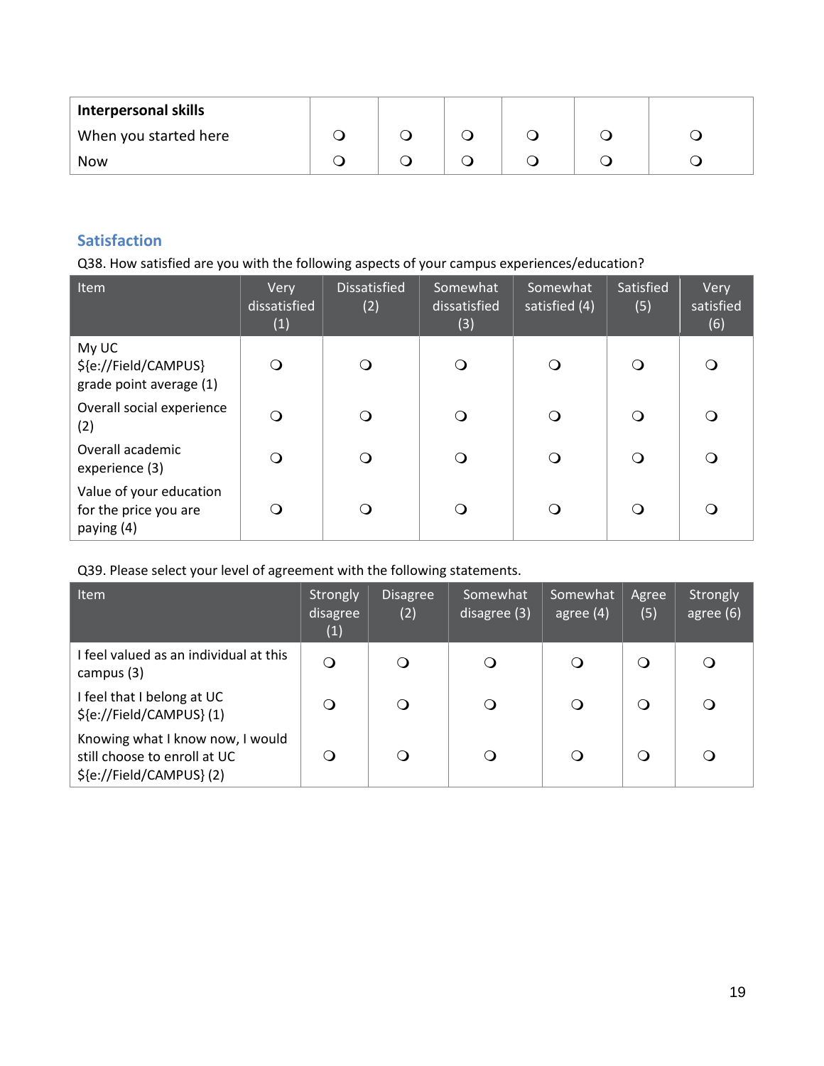| **Interpersonal skills** | | | | | | |
|---|---|---|---|---|---|---|
| When you started here | ❍ | ❍ | ❍ | ❍ | ❍ | ❍ |
| Now | ❍ | ❍ | ❍ | ❍ | ❍ | ❍ |

## Satisfaction

Q38. How satisfied are you with the following aspects of your campus experiences/education?

| Item | Very dissatisfied (1) | Dissatisfied (2) | Somewhat dissatisfied (3) | Somewhat satisfied (4) | Satisfied (5) | Very satisfied (6) |
|---|---|---|---|---|---|---|
| My UC ${e://Field/CAMPUS} grade point average (1) | ❍ | ❍ | ❍ | ❍ | ❍ | ❍ |
| Overall social experience (2) | ❍ | ❍ | ❍ | ❍ | ❍ | ❍ |
| Overall academic experience (3) | ❍ | ❍ | ❍ | ❍ | ❍ | ❍ |
| Value of your education for the price you are paying (4) | ❍ | ❍ | ❍ | ❍ | ❍ | ❍ |

Q39. Please select your level of agreement with the following statements.

| Item | Strongly disagree (1) | Disagree (2) | Somewhat disagree (3) | Somewhat agree (4) | Agree (5) | Strongly agree (6) |
|---|---|---|---|---|---|---|
| I feel valued as an individual at this campus (3) | ❍ | ❍ | ❍ | ❍ | ❍ | ❍ |
| I feel that I belong at UC ${e://Field/CAMPUS} (1) | ❍ | ❍ | ❍ | ❍ | ❍ | ❍ |
| Knowing what I know now, I would still choose to enroll at UC ${e://Field/CAMPUS} (2) | ❍ | ❍ | ❍ | ❍ | ❍ | ❍ |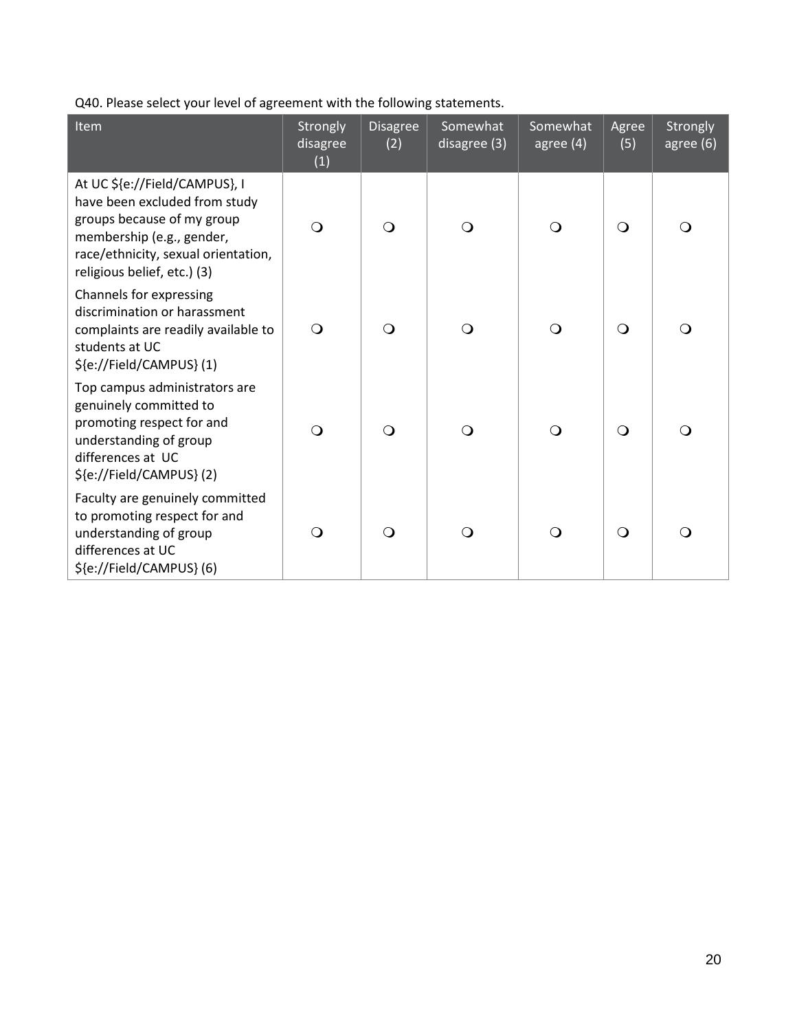Q40. Please select your level of agreement with the following statements.

| Item | Strongly disagree (1) | Disagree (2) | Somewhat disagree (3) | Somewhat agree (4) | Agree (5) | Strongly agree (6) |
|---|---|---|---|---|---|---|
| At UC ${e://Field/CAMPUS}, I have been excluded from study groups because of my group membership (e.g., gender, race/ethnicity, sexual orientation, religious belief, etc.) (3) | ❍ | ❍ | ❍ | ❍ | ❍ | ❍ |
| Channels for expressing discrimination or harassment complaints are readily available to students at UC ${e://Field/CAMPUS} (1) | ❍ | ❍ | ❍ | ❍ | ❍ | ❍ |
| Top campus administrators are genuinely committed to promoting respect for and understanding of group differences at UC ${e://Field/CAMPUS} (2) | ❍ | ❍ | ❍ | ❍ | ❍ | ❍ |
| Faculty are genuinely committed to promoting respect for and understanding of group differences at UC ${e://Field/CAMPUS} (6) | ❍ | ❍ | ❍ | ❍ | ❍ | ❍ |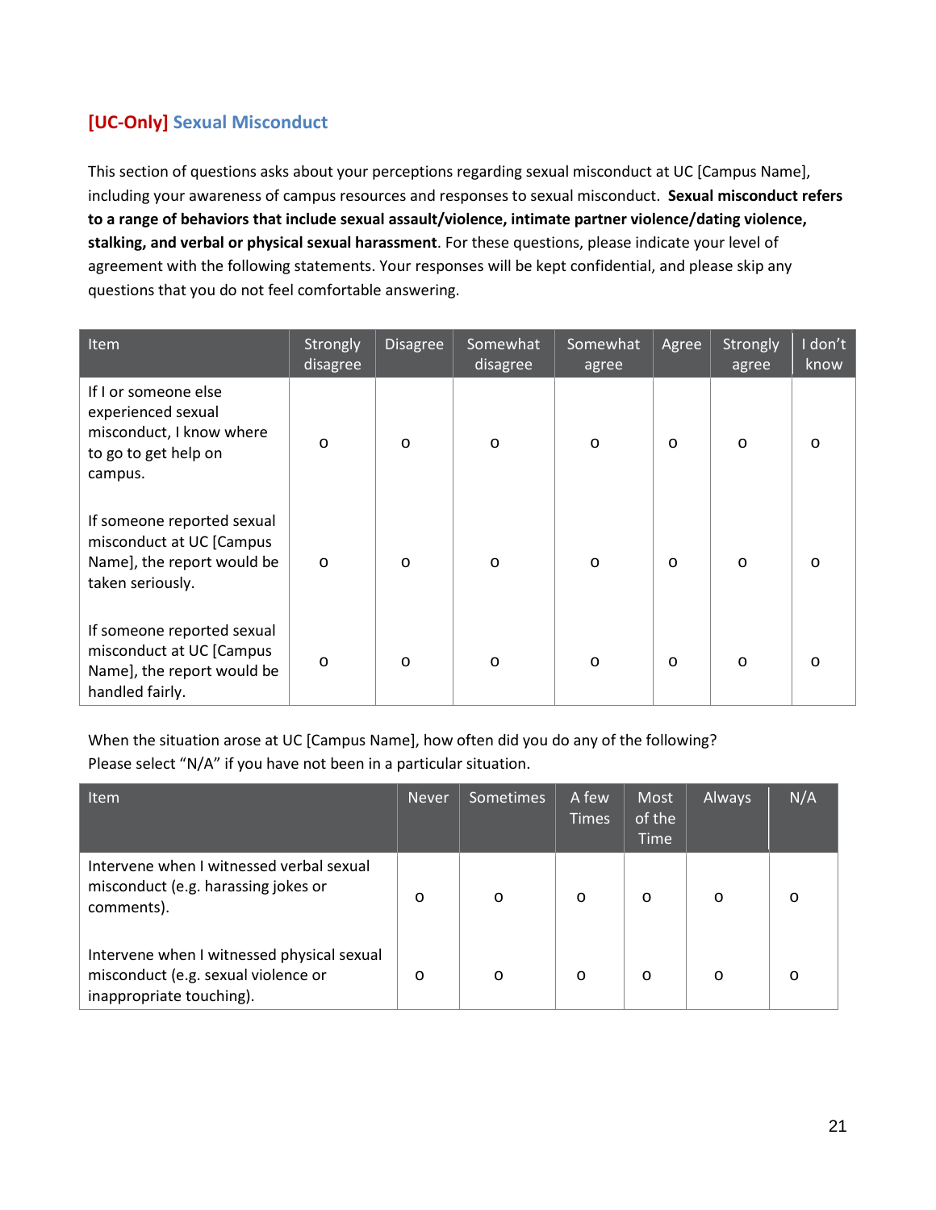## [UC-Only] Sexual Misconduct

This section of questions asks about your perceptions regarding sexual misconduct at UC [Campus Name], including your awareness of campus resources and responses to sexual misconduct. **Sexual misconduct refers to a range of behaviors that include sexual assault/violence, intimate partner violence/dating violence, stalking, and verbal or physical sexual harassment**. For these questions, please indicate your level of agreement with the following statements. Your responses will be kept confidential, and please skip any questions that you do not feel comfortable answering.

| Item | Strongly disagree | Disagree | Somewhat disagree | Somewhat agree | Agree | Strongly agree | I don't know |
|---|---|---|---|---|---|---|---|
| If I or someone else experienced sexual misconduct, I know where to go to get help on campus. | o | o | o | o | o | o | o |
| If someone reported sexual misconduct at UC [Campus Name], the report would be taken seriously. | o | o | o | o | o | o | o |
| If someone reported sexual misconduct at UC [Campus Name], the report would be handled fairly. | o | o | o | o | o | o | o |

When the situation arose at UC [Campus Name], how often did you do any of the following? Please select "N/A" if you have not been in a particular situation.

| Item | Never | Sometimes | A few Times | Most of the Time | Always | N/A |
|---|---|---|---|---|---|---|
| Intervene when I witnessed verbal sexual misconduct (e.g. harassing jokes or comments). | o | o | o | o | o | o |
| Intervene when I witnessed physical sexual misconduct (e.g. sexual violence or inappropriate touching). | o | o | o | o | o | o |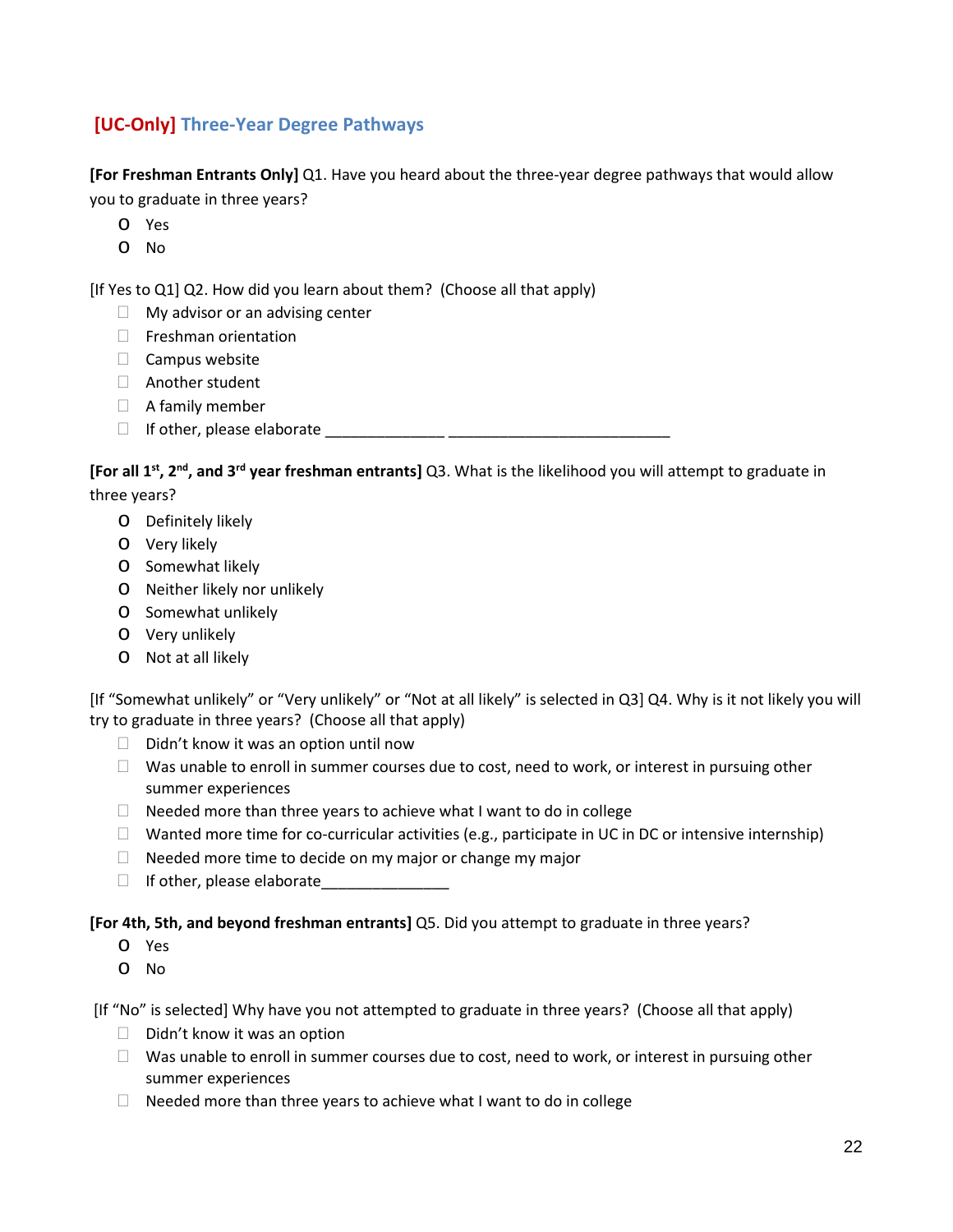## [UC-Only] Three-Year Degree Pathways

**[For Freshman Entrants Only]** Q1. Have you heard about the three-year degree pathways that would allow you to graduate in three years?

- O Yes
- O No

[If Yes to Q1] Q2. How did you learn about them? (Choose all that apply)

- ☐ My advisor or an advising center
- ☐ Freshman orientation
- ☐ Campus website
- ☐ Another student
- ☐ A family member
- ☐ If other, please elaborate ______________ __________________________

**[For all 1st, 2nd, and 3rd year freshman entrants]** Q3. What is the likelihood you will attempt to graduate in three years?

- O Definitely likely
- O Very likely
- O Somewhat likely
- O Neither likely nor unlikely
- O Somewhat unlikely
- O Very unlikely
- O Not at all likely

[If "Somewhat unlikely" or "Very unlikely" or "Not at all likely" is selected in Q3] Q4. Why is it not likely you will try to graduate in three years? (Choose all that apply)

- ☐ Didn't know it was an option until now
- ☐ Was unable to enroll in summer courses due to cost, need to work, or interest in pursuing other summer experiences
- ☐ Needed more than three years to achieve what I want to do in college
- ☐ Wanted more time for co-curricular activities (e.g., participate in UC in DC or intensive internship)
- ☐ Needed more time to decide on my major or change my major
- ☐ If other, please elaborate_______________

**[For 4th, 5th, and beyond freshman entrants]** Q5. Did you attempt to graduate in three years?

- O Yes
- O No

[If "No" is selected] Why have you not attempted to graduate in three years? (Choose all that apply)

- ☐ Didn't know it was an option
- ☐ Was unable to enroll in summer courses due to cost, need to work, or interest in pursuing other summer experiences
- ☐ Needed more than three years to achieve what I want to do in college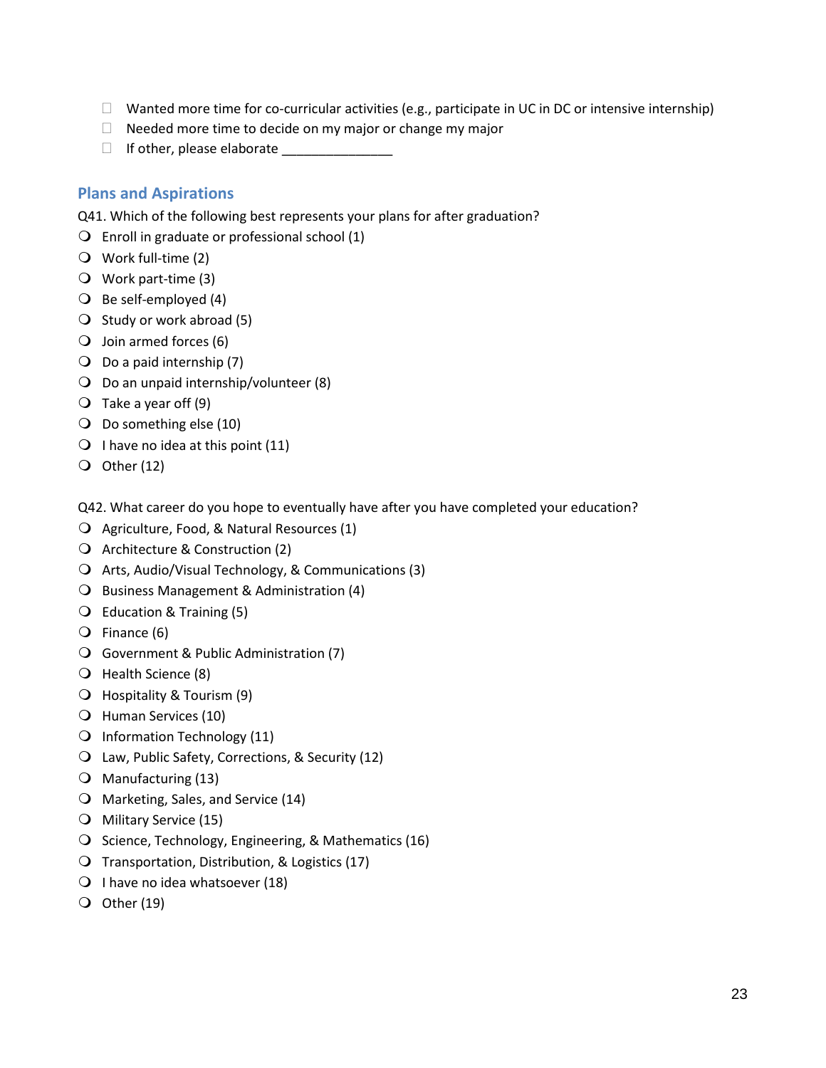- ☐ Wanted more time for co-curricular activities (e.g., participate in UC in DC or intensive internship)
- ☐ Needed more time to decide on my major or change my major
- ☐ If other, please elaborate _______________

## Plans and Aspirations

Q41. Which of the following best represents your plans for after graduation?

- ○ Enroll in graduate or professional school (1)
- ○ Work full-time (2)
- ○ Work part-time (3)
- ○ Be self-employed (4)
- ○ Study or work abroad (5)
- ○ Join armed forces (6)
- ○ Do a paid internship (7)
- ○ Do an unpaid internship/volunteer (8)
- ○ Take a year off (9)
- ○ Do something else (10)
- ○ I have no idea at this point (11)
- ○ Other (12)

Q42. What career do you hope to eventually have after you have completed your education?

- ○ Agriculture, Food, & Natural Resources (1)
- ○ Architecture & Construction (2)
- ○ Arts, Audio/Visual Technology, & Communications (3)
- ○ Business Management & Administration (4)
- ○ Education & Training (5)
- ○ Finance (6)
- ○ Government & Public Administration (7)
- ○ Health Science (8)
- ○ Hospitality & Tourism (9)
- ○ Human Services (10)
- ○ Information Technology (11)
- ○ Law, Public Safety, Corrections, & Security (12)
- ○ Manufacturing (13)
- ○ Marketing, Sales, and Service (14)
- ○ Military Service (15)
- ○ Science, Technology, Engineering, & Mathematics (16)
- ○ Transportation, Distribution, & Logistics (17)
- ○ I have no idea whatsoever (18)
- ○ Other (19)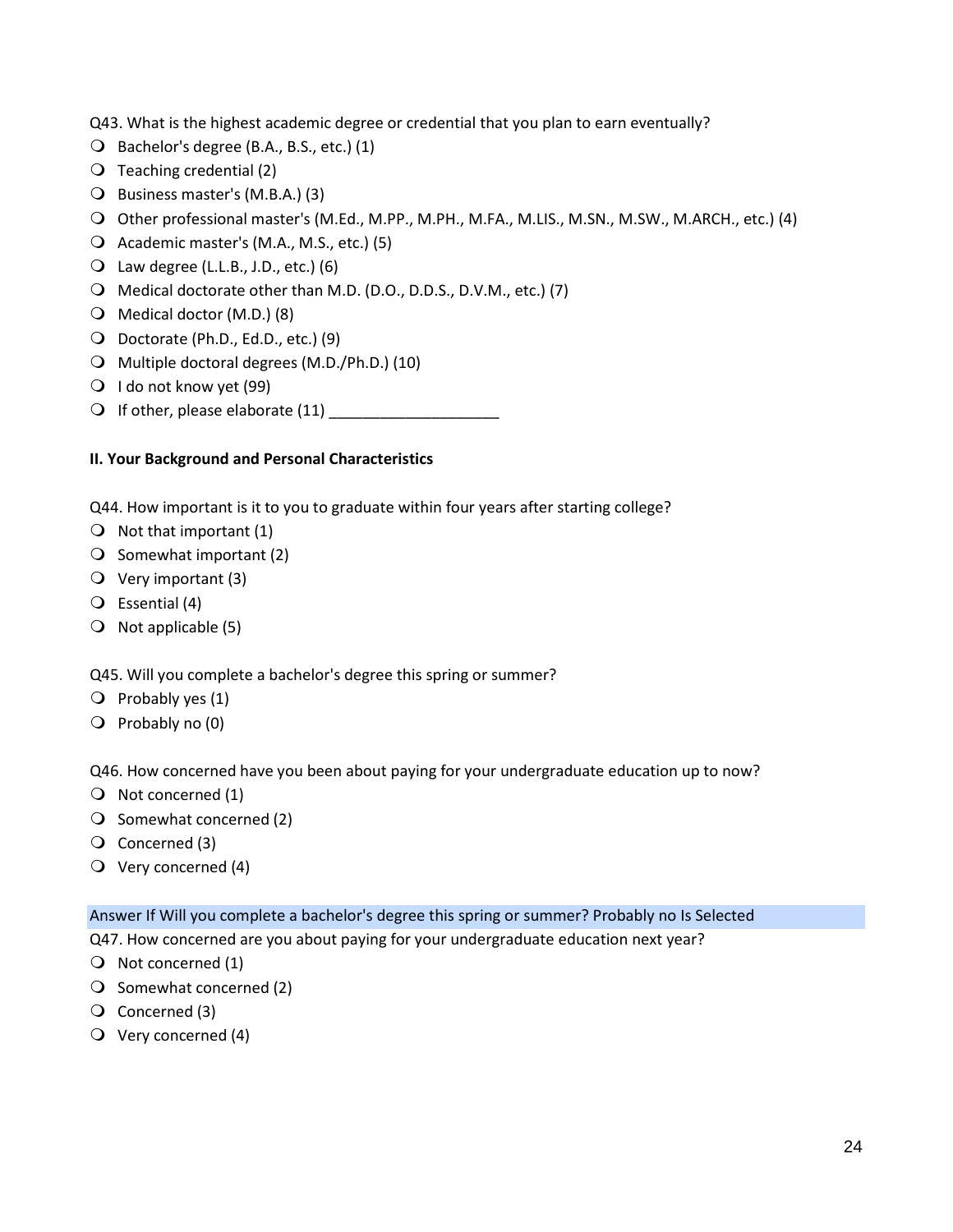Q43. What is the highest academic degree or credential that you plan to earn eventually?

- Bachelor's degree (B.A., B.S., etc.) (1)
- Teaching credential (2)
- Business master's (M.B.A.) (3)
- Other professional master's (M.Ed., M.PP., M.PH., M.FA., M.LIS., M.SN., M.SW., M.ARCH., etc.) (4)
- Academic master's (M.A., M.S., etc.) (5)
- Law degree (L.L.B., J.D., etc.) (6)
- Medical doctorate other than M.D. (D.O., D.D.S., D.V.M., etc.) (7)
- Medical doctor (M.D.) (8)
- Doctorate (Ph.D., Ed.D., etc.) (9)
- Multiple doctoral degrees (M.D./Ph.D.) (10)
- I do not know yet (99)
- If other, please elaborate (11) ____________________

**II. Your Background and Personal Characteristics**

Q44. How important is it to you to graduate within four years after starting college?

- Not that important (1)
- Somewhat important (2)
- Very important (3)
- Essential (4)
- Not applicable (5)

Q45. Will you complete a bachelor's degree this spring or summer?

- Probably yes (1)
- Probably no (0)

Q46. How concerned have you been about paying for your undergraduate education up to now?

- Not concerned (1)
- Somewhat concerned (2)
- Concerned (3)
- Very concerned (4)

Answer If Will you complete a bachelor's degree this spring or summer? Probably no Is Selected

Q47. How concerned are you about paying for your undergraduate education next year?

- Not concerned (1)
- Somewhat concerned (2)
- Concerned (3)
- Very concerned (4)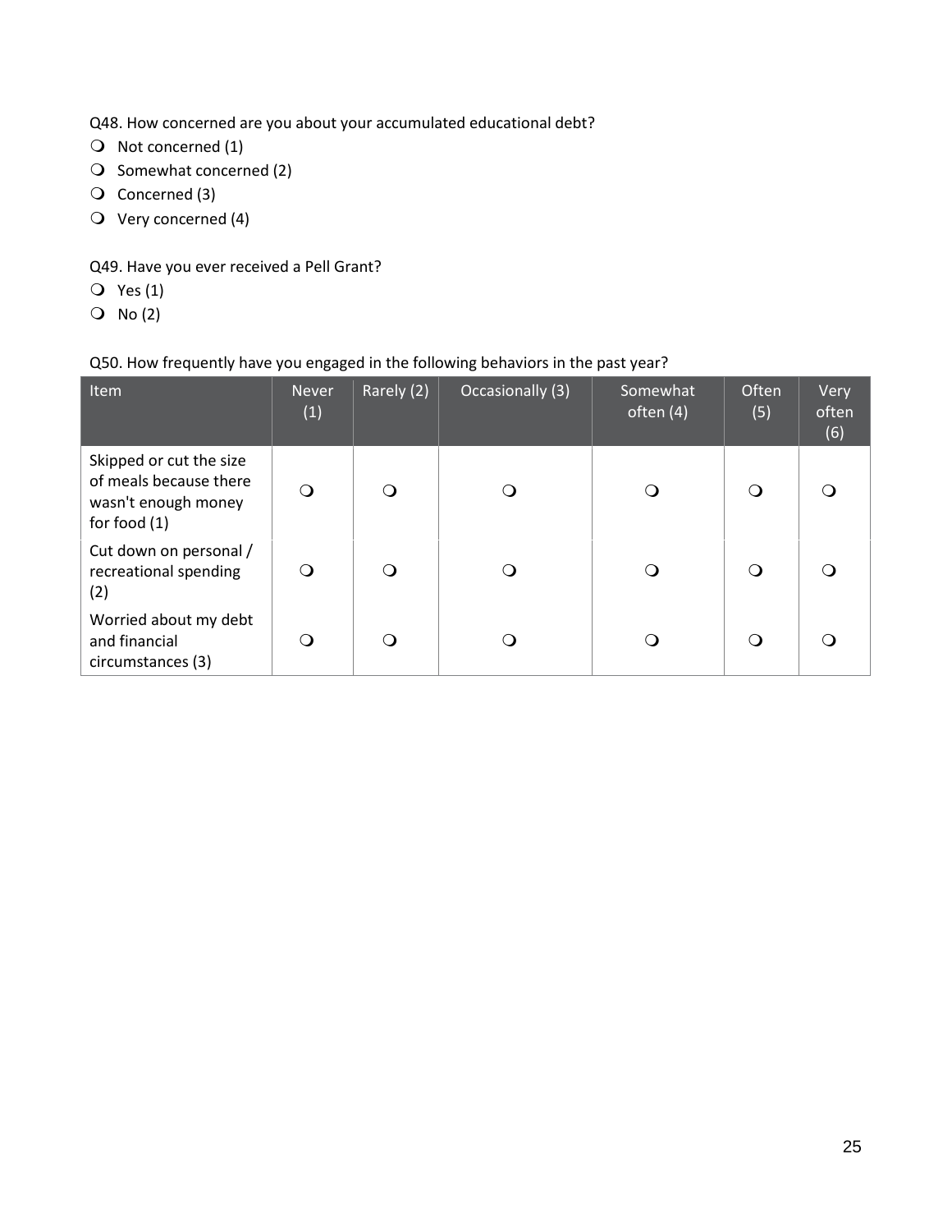Q48. How concerned are you about your accumulated educational debt?

- ❍ Not concerned (1)
- ❍ Somewhat concerned (2)
- ❍ Concerned (3)
- ❍ Very concerned (4)

Q49. Have you ever received a Pell Grant?

- ❍ Yes (1)
- ❍ No (2)

Q50. How frequently have you engaged in the following behaviors in the past year?

| Item | Never (1) | Rarely (2) | Occasionally (3) | Somewhat often (4) | Often (5) | Very often (6) |
|---|---|---|---|---|---|---|
| Skipped or cut the size of meals because there wasn't enough money for food (1) | ❍ | ❍ | ❍ | ❍ | ❍ | ❍ |
| Cut down on personal / recreational spending (2) | ❍ | ❍ | ❍ | ❍ | ❍ | ❍ |
| Worried about my debt and financial circumstances (3) | ❍ | ❍ | ❍ | ❍ | ❍ | ❍ |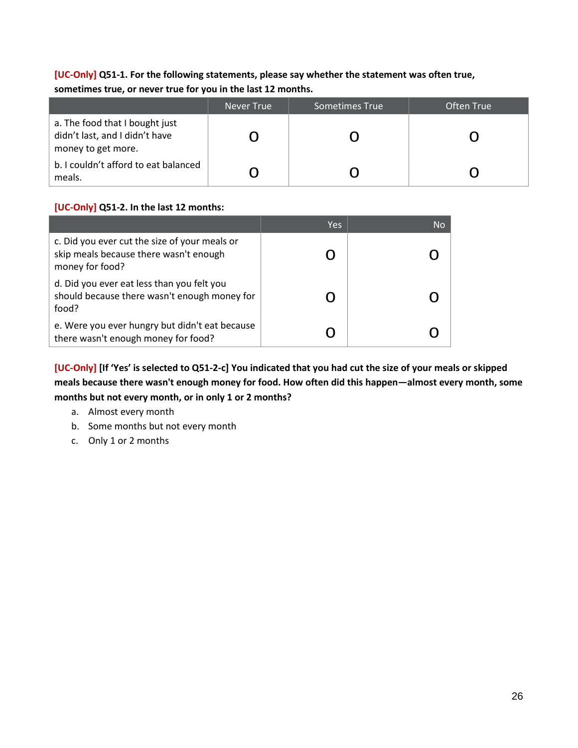**[UC-Only] Q51-1. For the following statements, please say whether the statement was often true, sometimes true, or never true for you in the last 12 months.**

| | Never True | Sometimes True | Often True |
|---|---|---|---|
| a. The food that I bought just didn't last, and I didn't have money to get more. | O | O | O |
| b. I couldn't afford to eat balanced meals. | O | O | O |

**[UC-Only] Q51-2. In the last 12 months:**

| | Yes | No |
|---|---|---|
| c. Did you ever cut the size of your meals or skip meals because there wasn't enough money for food? | O | O |
| d. Did you ever eat less than you felt you should because there wasn't enough money for food? | O | O |
| e. Were you ever hungry but didn't eat because there wasn't enough money for food? | O | O |

**[UC-Only] [If 'Yes' is selected to Q51-2-c] You indicated that you had cut the size of your meals or skipped meals because there wasn't enough money for food. How often did this happen—almost every month, some months but not every month, or in only 1 or 2 months?**

a. Almost every month
b. Some months but not every month
c. Only 1 or 2 months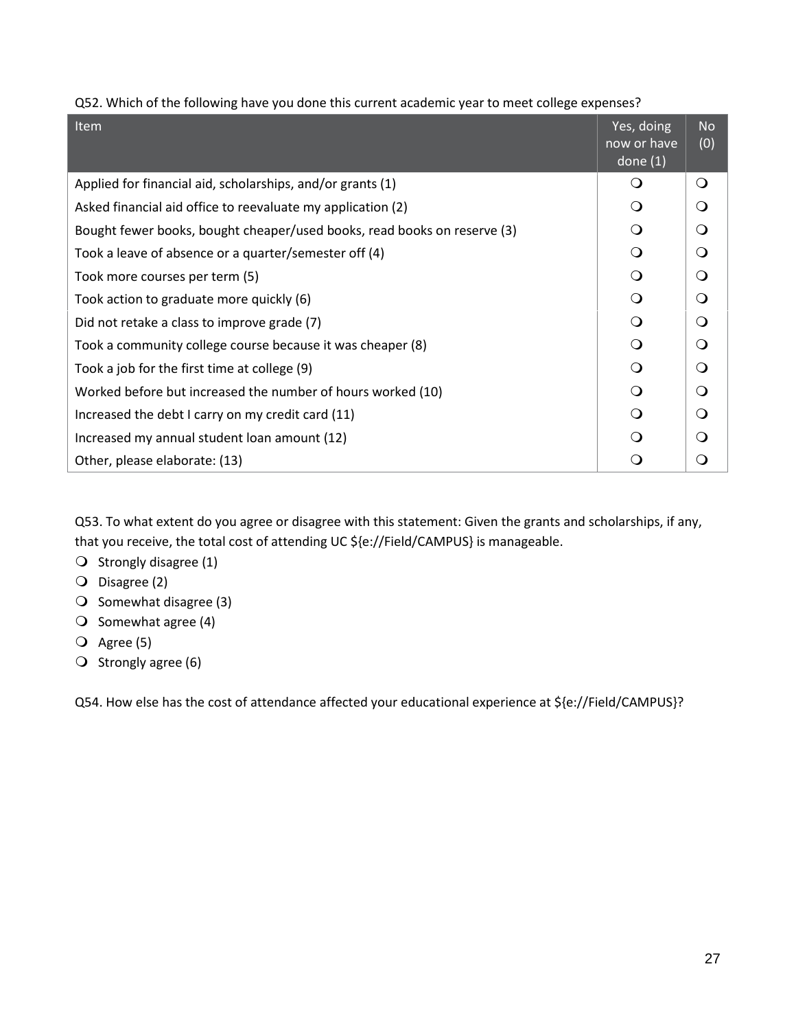Q52. Which of the following have you done this current academic year to meet college expenses?

| Item | Yes, doing now or have done (1) | No (0) |
|---|---|---|
| Applied for financial aid, scholarships, and/or grants (1) | ❍ | ❍ |
| Asked financial aid office to reevaluate my application (2) | ❍ | ❍ |
| Bought fewer books, bought cheaper/used books, read books on reserve (3) | ❍ | ❍ |
| Took a leave of absence or a quarter/semester off (4) | ❍ | ❍ |
| Took more courses per term (5) | ❍ | ❍ |
| Took action to graduate more quickly (6) | ❍ | ❍ |
| Did not retake a class to improve grade (7) | ❍ | ❍ |
| Took a community college course because it was cheaper (8) | ❍ | ❍ |
| Took a job for the first time at college (9) | ❍ | ❍ |
| Worked before but increased the number of hours worked (10) | ❍ | ❍ |
| Increased the debt I carry on my credit card (11) | ❍ | ❍ |
| Increased my annual student loan amount (12) | ❍ | ❍ |
| Other, please elaborate: (13) | ❍ | ❍ |

Q53. To what extent do you agree or disagree with this statement: Given the grants and scholarships, if any, that you receive, the total cost of attending UC ${e://Field/CAMPUS} is manageable.

- ❍ Strongly disagree (1)
- ❍ Disagree (2)
- ❍ Somewhat disagree (3)
- ❍ Somewhat agree (4)
- ❍ Agree (5)
- ❍ Strongly agree (6)

Q54. How else has the cost of attendance affected your educational experience at ${e://Field/CAMPUS}?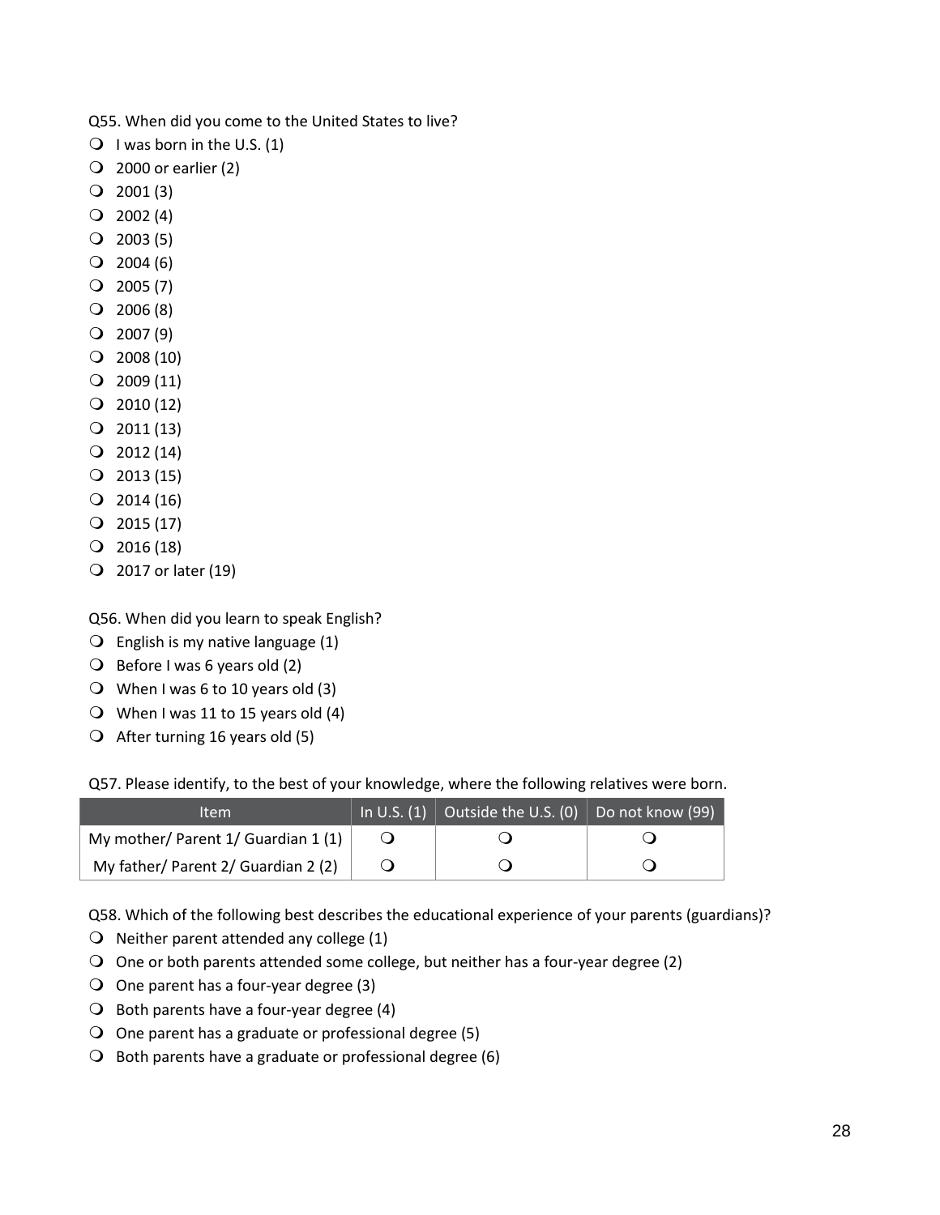Q55. When did you come to the United States to live?

- I was born in the U.S. (1)
- 2000 or earlier (2)
- 2001 (3)
- 2002 (4)
- 2003 (5)
- 2004 (6)
- 2005 (7)
- 2006 (8)
- 2007 (9)
- 2008 (10)
- 2009 (11)
- 2010 (12)
- 2011 (13)
- 2012 (14)
- 2013 (15)
- 2014 (16)
- 2015 (17)
- 2016 (18)
- 2017 or later (19)

Q56. When did you learn to speak English?

- English is my native language (1)
- Before I was 6 years old (2)
- When I was 6 to 10 years old (3)
- When I was 11 to 15 years old (4)
- After turning 16 years old (5)

Q57. Please identify, to the best of your knowledge, where the following relatives were born.

| Item | In U.S. (1) | Outside the U.S. (0) | Do not know (99) |
|---|---|---|---|
| My mother/ Parent 1/ Guardian 1 (1) | ❍ | ❍ | ❍ |
| My father/ Parent 2/ Guardian 2 (2) | ❍ | ❍ | ❍ |

Q58. Which of the following best describes the educational experience of your parents (guardians)?

- Neither parent attended any college (1)
- One or both parents attended some college, but neither has a four-year degree (2)
- One parent has a four-year degree (3)
- Both parents have a four-year degree (4)
- One parent has a graduate or professional degree (5)
- Both parents have a graduate or professional degree (6)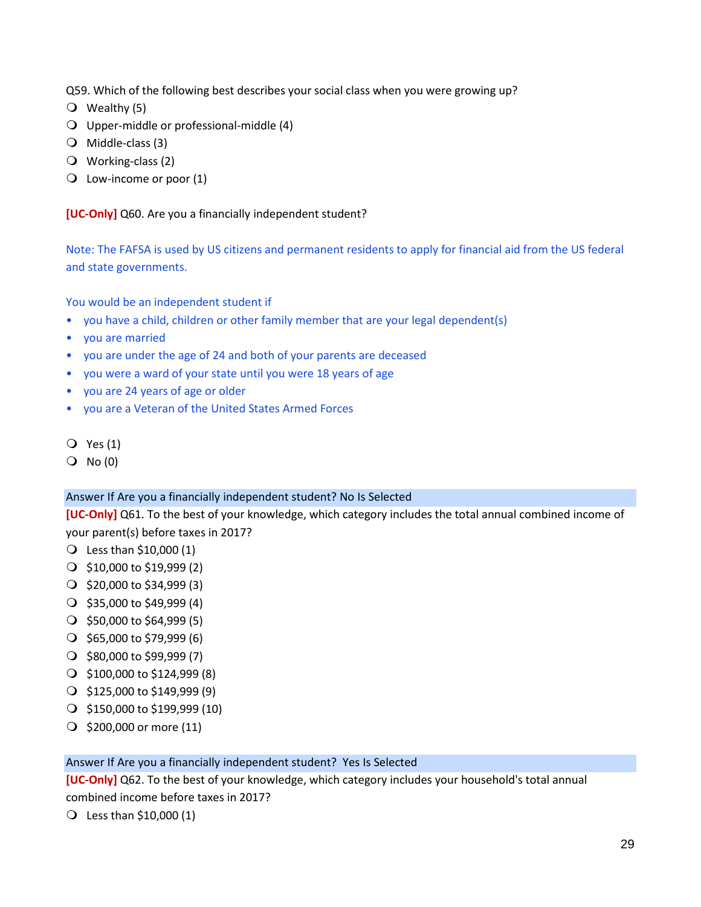Q59. Which of the following best describes your social class when you were growing up?

- Wealthy (5)
- Upper-middle or professional-middle (4)
- Middle-class (3)
- Working-class (2)
- Low-income or poor (1)

**[UC-Only]** Q60. Are you a financially independent student?

Note: The FAFSA is used by US citizens and permanent residents to apply for financial aid from the US federal and state governments.

You would be an independent student if

- you have a child, children or other family member that are your legal dependent(s)
- you are married
- you are under the age of 24 and both of your parents are deceased
- you were a ward of your state until you were 18 years of age
- you are 24 years of age or older
- you are a Veteran of the United States Armed Forces

- Yes (1)
- No (0)

Answer If Are you a financially independent student? No Is Selected

**[UC-Only]** Q61. To the best of your knowledge, which category includes the total annual combined income of your parent(s) before taxes in 2017?

- Less than $10,000 (1)
- $10,000 to $19,999 (2)
- $20,000 to $34,999 (3)
- $35,000 to $49,999 (4)
- $50,000 to $64,999 (5)
- $65,000 to $79,999 (6)
- $80,000 to $99,999 (7)
- $100,000 to $124,999 (8)
- $125,000 to $149,999 (9)
- $150,000 to $199,999 (10)
- $200,000 or more (11)

Answer If Are you a financially independent student? Yes Is Selected

**[UC-Only]** Q62. To the best of your knowledge, which category includes your household's total annual combined income before taxes in 2017?

- Less than $10,000 (1)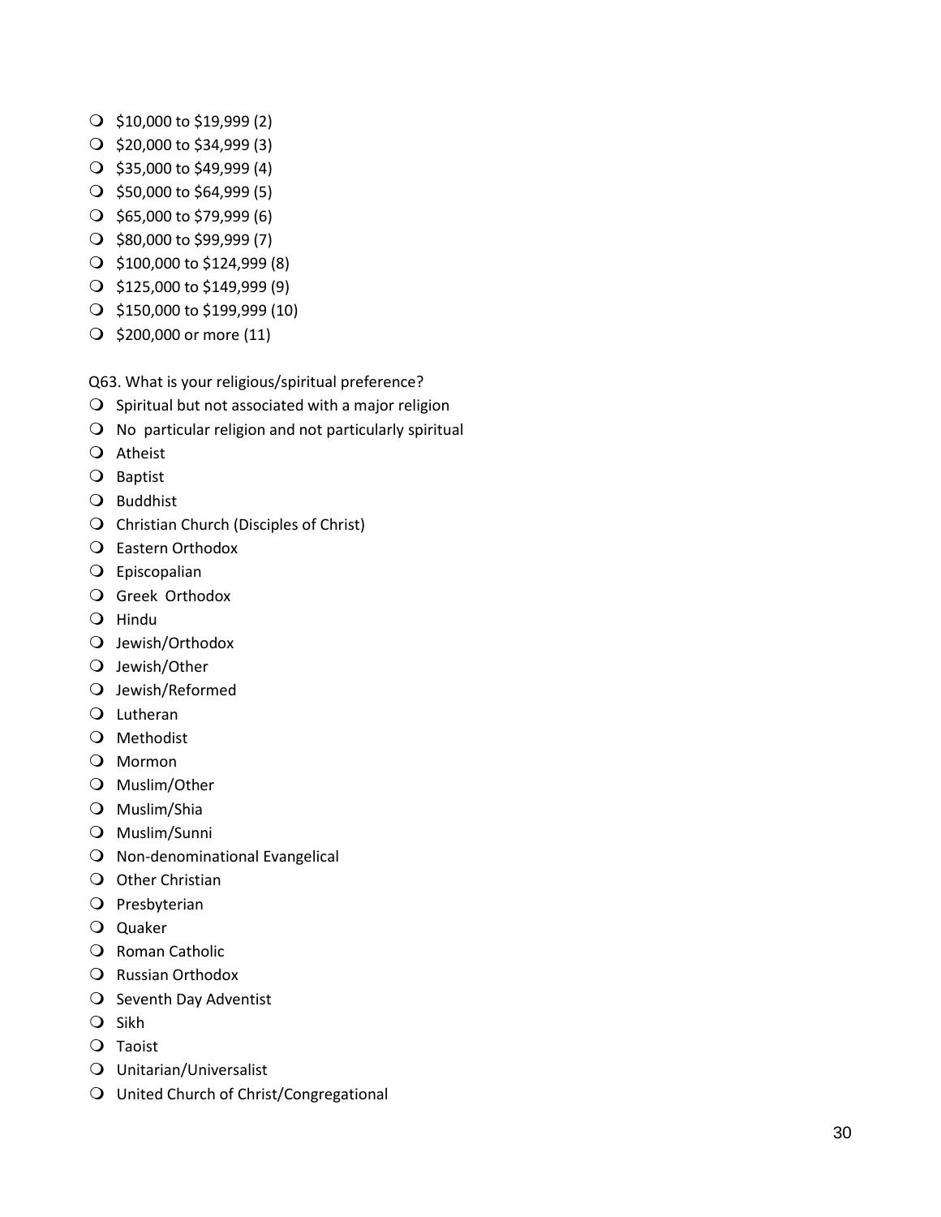- $10,000 to $19,999 (2)
- $20,000 to $34,999 (3)
- $35,000 to $49,999 (4)
- $50,000 to $64,999 (5)
- $65,000 to $79,999 (6)
- $80,000 to $99,999 (7)
- $100,000 to $124,999 (8)
- $125,000 to $149,999 (9)
- $150,000 to $199,999 (10)
- $200,000 or more (11)

Q63. What is your religious/spiritual preference?

- Spiritual but not associated with a major religion
- No particular religion and not particularly spiritual
- Atheist
- Baptist
- Buddhist
- Christian Church (Disciples of Christ)
- Eastern Orthodox
- Episcopalian
- Greek Orthodox
- Hindu
- Jewish/Orthodox
- Jewish/Other
- Jewish/Reformed
- Lutheran
- Methodist
- Mormon
- Muslim/Other
- Muslim/Shia
- Muslim/Sunni
- Non-denominational Evangelical
- Other Christian
- Presbyterian
- Quaker
- Roman Catholic
- Russian Orthodox
- Seventh Day Adventist
- Sikh
- Taoist
- Unitarian/Universalist
- United Church of Christ/Congregational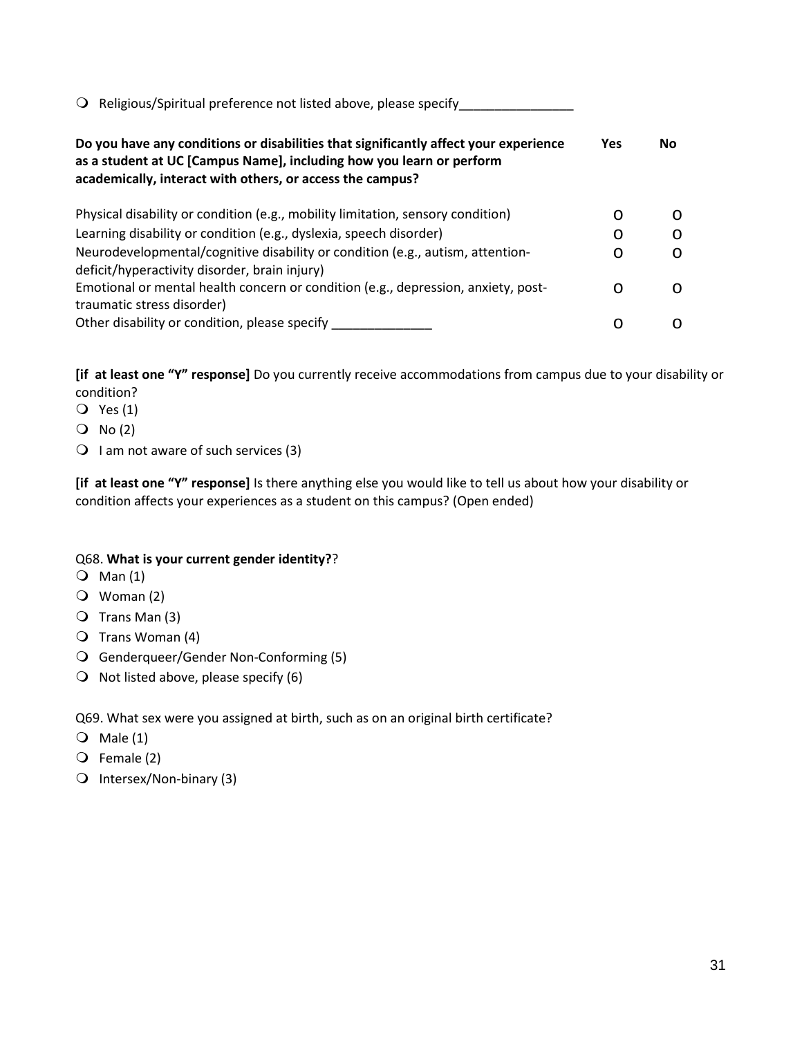- Religious/Spiritual preference not listed above, please specify________________

| **Do you have any conditions or disabilities that significantly affect your experience as a student at UC [Campus Name], including how you learn or perform academically, interact with others, or access the campus?** | **Yes** | **No** |
|---|---|---|
| Physical disability or condition (e.g., mobility limitation, sensory condition) | O | O |
| Learning disability or condition (e.g., dyslexia, speech disorder) | O | O |
| Neurodevelopmental/cognitive disability or condition (e.g., autism, attention-deficit/hyperactivity disorder, brain injury) | O | O |
| Emotional or mental health concern or condition (e.g., depression, anxiety, post-traumatic stress disorder) | O | O |
| Other disability or condition, please specify ______________ | O | O |

**[if at least one "Y" response]** Do you currently receive accommodations from campus due to your disability or condition?

- Yes (1)
- No (2)
- I am not aware of such services (3)

**[if at least one "Y" response]** Is there anything else you would like to tell us about how your disability or condition affects your experiences as a student on this campus? (Open ended)

Q68. **What is your current gender identity?**?

- Man (1)
- Woman (2)
- Trans Man (3)
- Trans Woman (4)
- Genderqueer/Gender Non-Conforming (5)
- Not listed above, please specify (6)

Q69. What sex were you assigned at birth, such as on an original birth certificate?

- Male (1)
- Female (2)
- Intersex/Non-binary (3)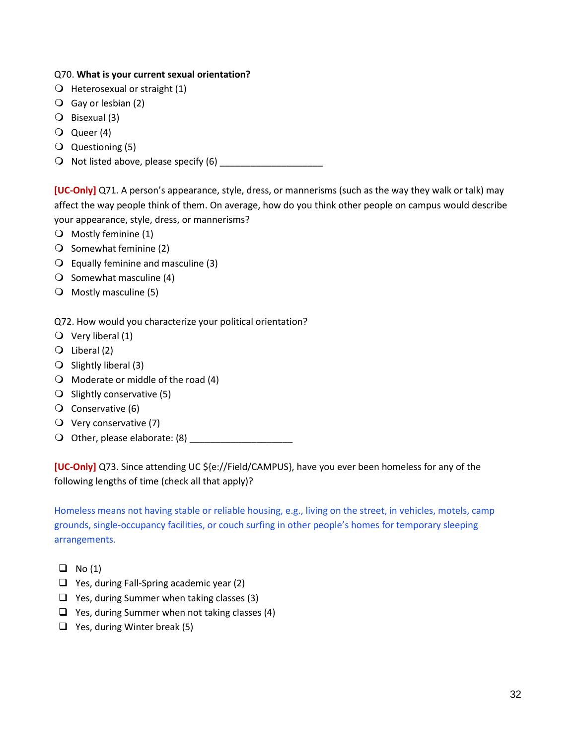Q70. **What is your current sexual orientation?**

- ○ Heterosexual or straight (1)
- ○ Gay or lesbian (2)
- ○ Bisexual (3)
- ○ Queer (4)
- ○ Questioning (5)
- ○ Not listed above, please specify (6) ____________________

**[UC-Only]** Q71. A person's appearance, style, dress, or mannerisms (such as the way they walk or talk) may affect the way people think of them. On average, how do you think other people on campus would describe your appearance, style, dress, or mannerisms?

- ○ Mostly feminine (1)
- ○ Somewhat feminine (2)
- ○ Equally feminine and masculine (3)
- ○ Somewhat masculine (4)
- ○ Mostly masculine (5)

Q72. How would you characterize your political orientation?

- ○ Very liberal (1)
- ○ Liberal (2)
- ○ Slightly liberal (3)
- ○ Moderate or middle of the road (4)
- ○ Slightly conservative (5)
- ○ Conservative (6)
- ○ Very conservative (7)
- ○ Other, please elaborate: (8) ____________________

**[UC-Only]** Q73. Since attending UC ${e://Field/CAMPUS}, have you ever been homeless for any of the following lengths of time (check all that apply)?

Homeless means not having stable or reliable housing, e.g., living on the street, in vehicles, motels, camp grounds, single-occupancy facilities, or couch surfing in other people's homes for temporary sleeping arrangements.

- ❑ No (1)
- ❑ Yes, during Fall-Spring academic year (2)
- ❑ Yes, during Summer when taking classes (3)
- ❑ Yes, during Summer when not taking classes (4)
- ❑ Yes, during Winter break (5)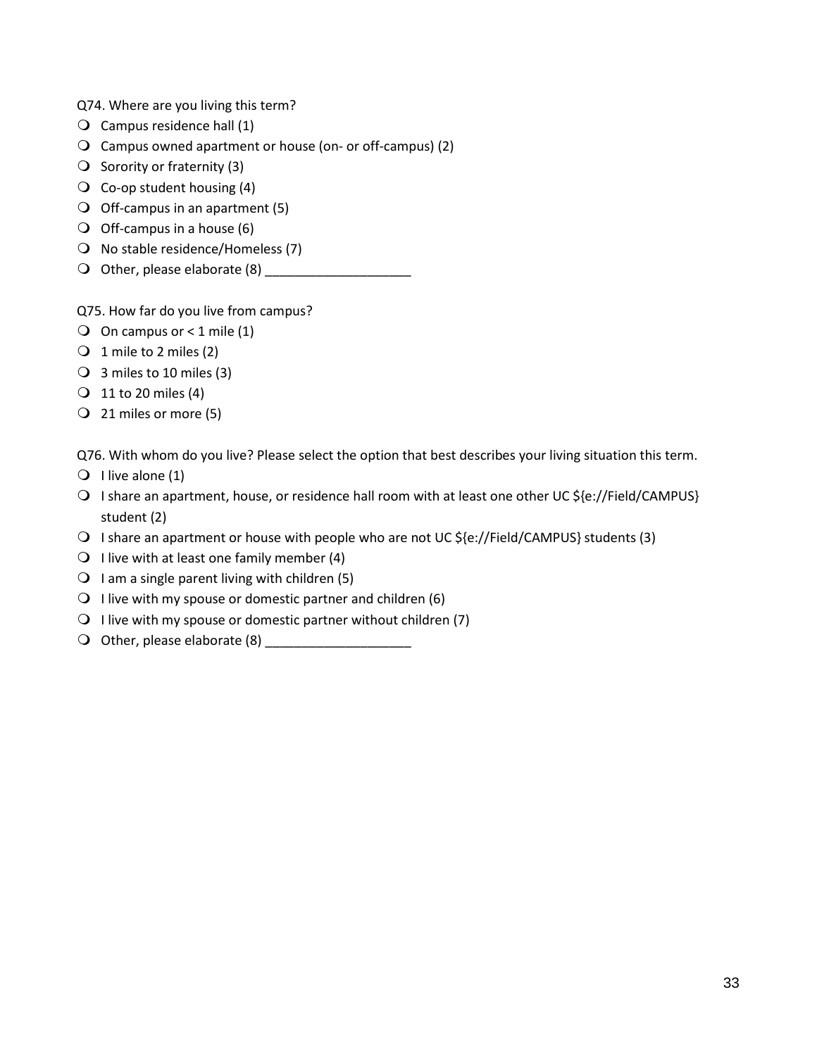Q74. Where are you living this term?

- Campus residence hall (1)
- Campus owned apartment or house (on- or off-campus) (2)
- Sorority or fraternity (3)
- Co-op student housing (4)
- Off-campus in an apartment (5)
- Off-campus in a house (6)
- No stable residence/Homeless (7)
- Other, please elaborate (8) ____________________

Q75. How far do you live from campus?

- On campus or < 1 mile (1)
- 1 mile to 2 miles (2)
- 3 miles to 10 miles (3)
- 11 to 20 miles (4)
- 21 miles or more (5)

Q76. With whom do you live? Please select the option that best describes your living situation this term.

- I live alone (1)
- I share an apartment, house, or residence hall room with at least one other UC ${e://Field/CAMPUS} student (2)
- I share an apartment or house with people who are not UC ${e://Field/CAMPUS} students (3)
- I live with at least one family member (4)
- I am a single parent living with children (5)
- I live with my spouse or domestic partner and children (6)
- I live with my spouse or domestic partner without children (7)
- Other, please elaborate (8) ____________________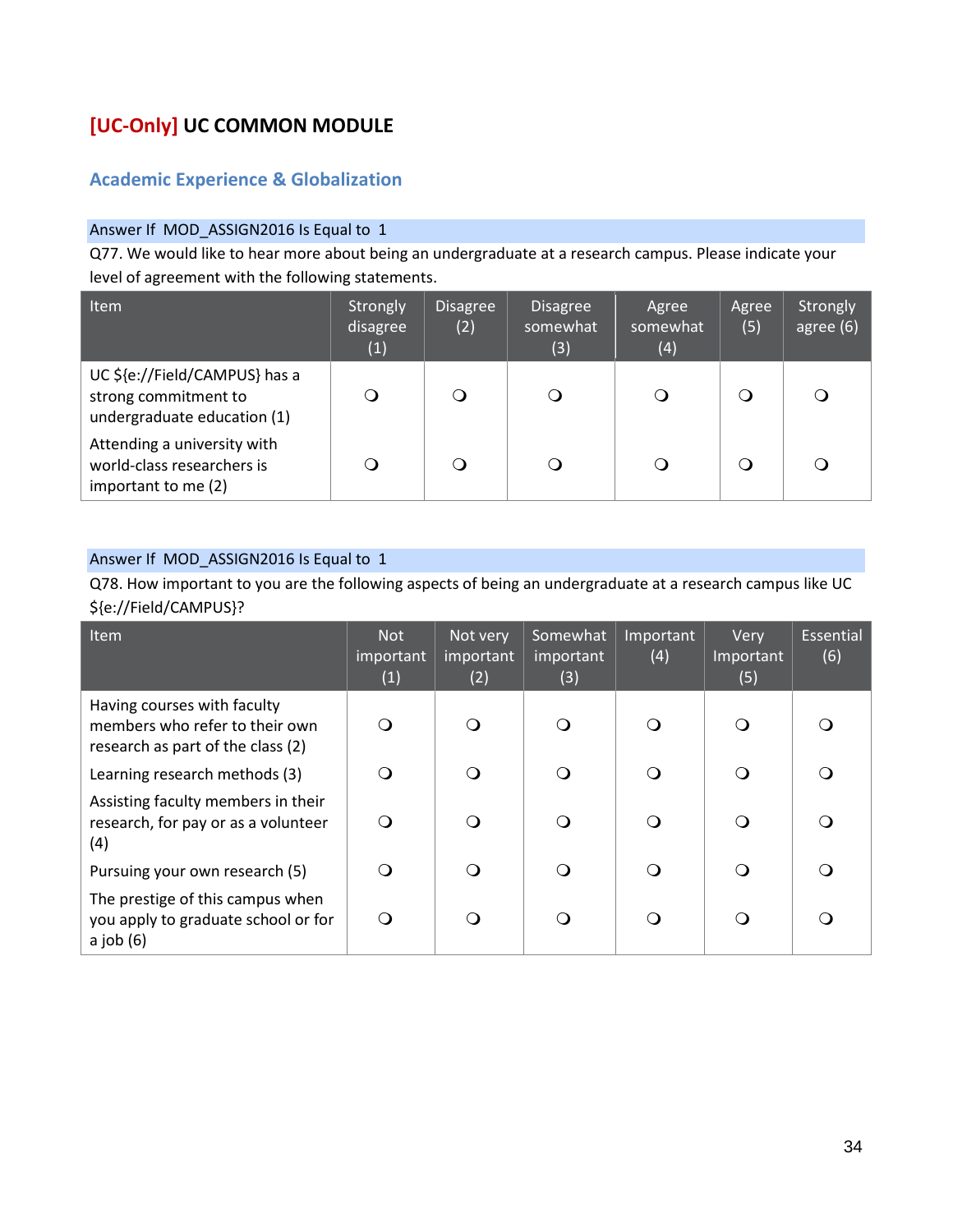## [UC-Only] UC COMMON MODULE

### Academic Experience & Globalization

Answer If MOD_ASSIGN2016 Is Equal to 1

Q77. We would like to hear more about being an undergraduate at a research campus. Please indicate your level of agreement with the following statements.

| Item | Strongly disagree (1) | Disagree (2) | Disagree somewhat (3) | Agree somewhat (4) | Agree (5) | Strongly agree (6) |
|---|---|---|---|---|---|---|
| UC ${e://Field/CAMPUS} has a strong commitment to undergraduate education (1) | ❍ | ❍ | ❍ | ❍ | ❍ | ❍ |
| Attending a university with world-class researchers is important to me (2) | ❍ | ❍ | ❍ | ❍ | ❍ | ❍ |

Answer If MOD_ASSIGN2016 Is Equal to 1

Q78. How important to you are the following aspects of being an undergraduate at a research campus like UC ${e://Field/CAMPUS}?

| Item | Not important (1) | Not very important (2) | Somewhat important (3) | Important (4) | Very Important (5) | Essential (6) |
|---|---|---|---|---|---|---|
| Having courses with faculty members who refer to their own research as part of the class (2) | ❍ | ❍ | ❍ | ❍ | ❍ | ❍ |
| Learning research methods (3) | ❍ | ❍ | ❍ | ❍ | ❍ | ❍ |
| Assisting faculty members in their research, for pay or as a volunteer (4) | ❍ | ❍ | ❍ | ❍ | ❍ | ❍ |
| Pursuing your own research (5) | ❍ | ❍ | ❍ | ❍ | ❍ | ❍ |
| The prestige of this campus when you apply to graduate school or for a job (6) | ❍ | ❍ | ❍ | ❍ | ❍ | ❍ |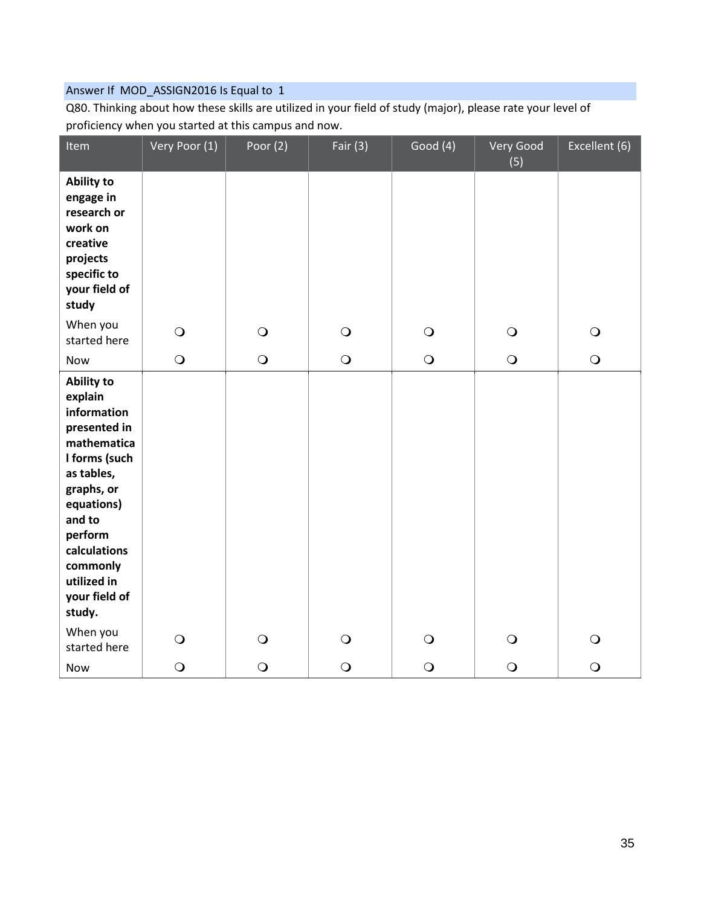Answer If MOD_ASSIGN2016 Is Equal to 1

Q80. Thinking about how these skills are utilized in your field of study (major), please rate your level of proficiency when you started at this campus and now.

| Item | Very Poor (1) | Poor (2) | Fair (3) | Good (4) | Very Good (5) | Excellent (6) |
|---|---|---|---|---|---|---|
| **Ability to engage in research or work on creative projects specific to your field of study** | | | | | | |
| When you started here | ❍ | ❍ | ❍ | ❍ | ❍ | ❍ |
| Now | ❍ | ❍ | ❍ | ❍ | ❍ | ❍ |
| **Ability to explain information presented in mathematical forms (such as tables, graphs, or equations) and to perform calculations commonly utilized in your field of study.** | | | | | | |
| When you started here | ❍ | ❍ | ❍ | ❍ | ❍ | ❍ |
| Now | ❍ | ❍ | ❍ | ❍ | ❍ | ❍ |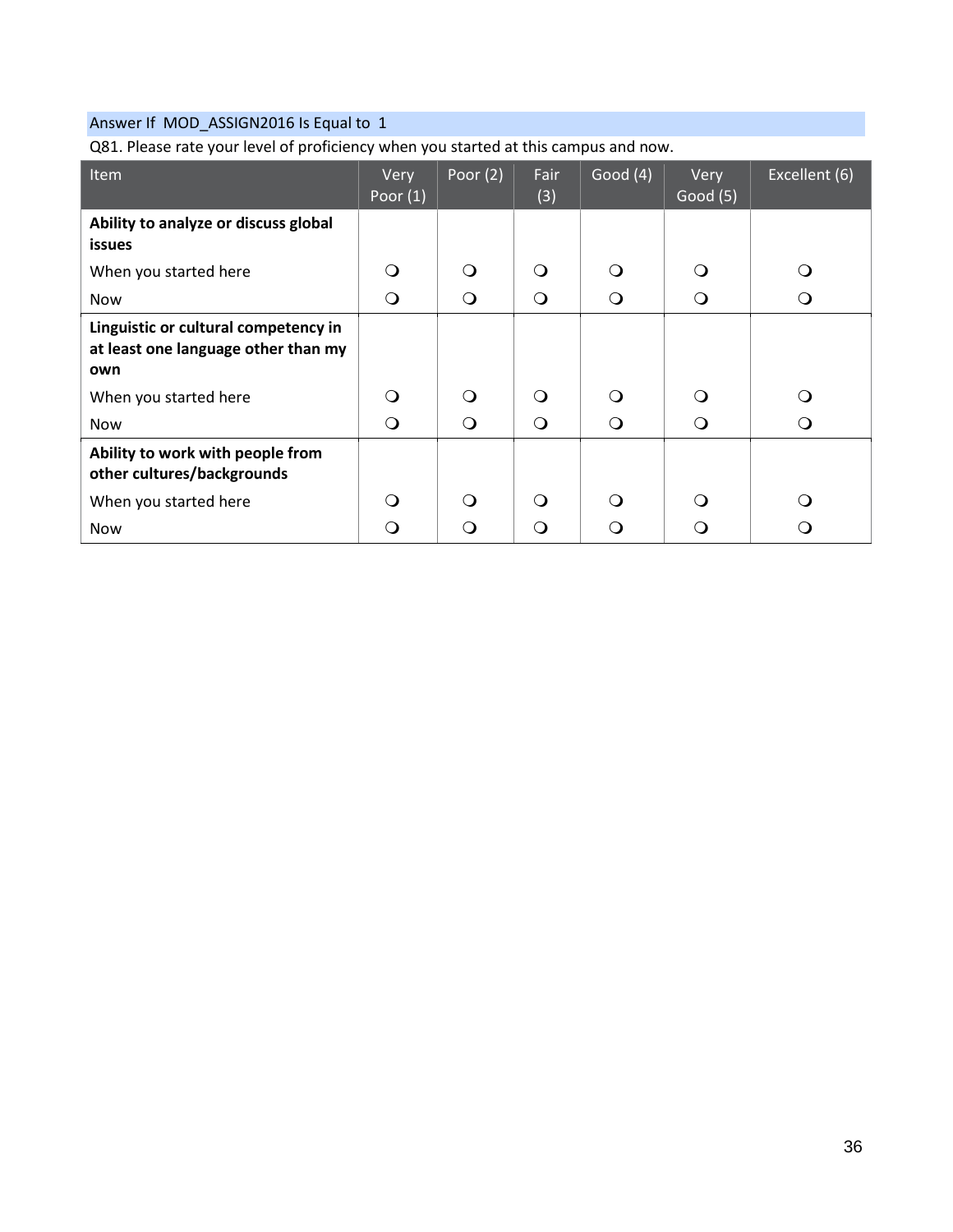Answer If  MOD_ASSIGN2016 Is Equal to  1

Q81. Please rate your level of proficiency when you started at this campus and now.

| Item | Very Poor (1) | Poor (2) | Fair (3) | Good (4) | Very Good (5) | Excellent (6) |
|---|---|---|---|---|---|---|
| **Ability to analyze or discuss global issues** | | | | | | |
| When you started here | ❍ | ❍ | ❍ | ❍ | ❍ | ❍ |
| Now | ❍ | ❍ | ❍ | ❍ | ❍ | ❍ |
| **Linguistic or cultural competency in at least one language other than my own** | | | | | | |
| When you started here | ❍ | ❍ | ❍ | ❍ | ❍ | ❍ |
| Now | ❍ | ❍ | ❍ | ❍ | ❍ | ❍ |
| **Ability to work with people from other cultures/backgrounds** | | | | | | |
| When you started here | ❍ | ❍ | ❍ | ❍ | ❍ | ❍ |
| Now | ❍ | ❍ | ❍ | ❍ | ❍ | ❍ |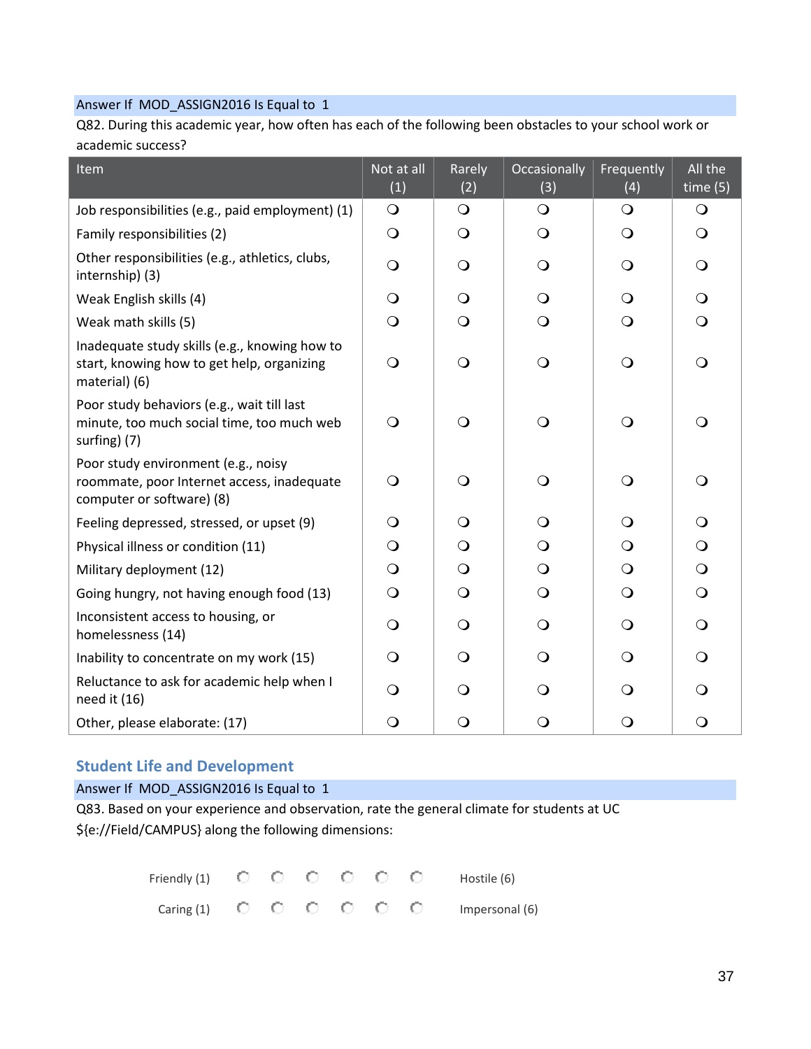Answer If MOD_ASSIGN2016 Is Equal to 1

Q82. During this academic year, how often has each of the following been obstacles to your school work or academic success?

| Item | Not at all (1) | Rarely (2) | Occasionally (3) | Frequently (4) | All the time (5) |
|---|---|---|---|---|---|
| Job responsibilities (e.g., paid employment) (1) | ❍ | ❍ | ❍ | ❍ | ❍ |
| Family responsibilities (2) | ❍ | ❍ | ❍ | ❍ | ❍ |
| Other responsibilities (e.g., athletics, clubs, internship) (3) | ❍ | ❍ | ❍ | ❍ | ❍ |
| Weak English skills (4) | ❍ | ❍ | ❍ | ❍ | ❍ |
| Weak math skills (5) | ❍ | ❍ | ❍ | ❍ | ❍ |
| Inadequate study skills (e.g., knowing how to start, knowing how to get help, organizing material) (6) | ❍ | ❍ | ❍ | ❍ | ❍ |
| Poor study behaviors (e.g., wait till last minute, too much social time, too much web surfing) (7) | ❍ | ❍ | ❍ | ❍ | ❍ |
| Poor study environment (e.g., noisy roommate, poor Internet access, inadequate computer or software) (8) | ❍ | ❍ | ❍ | ❍ | ❍ |
| Feeling depressed, stressed, or upset (9) | ❍ | ❍ | ❍ | ❍ | ❍ |
| Physical illness or condition (11) | ❍ | ❍ | ❍ | ❍ | ❍ |
| Military deployment (12) | ❍ | ❍ | ❍ | ❍ | ❍ |
| Going hungry, not having enough food (13) | ❍ | ❍ | ❍ | ❍ | ❍ |
| Inconsistent access to housing, or homelessness (14) | ❍ | ❍ | ❍ | ❍ | ❍ |
| Inability to concentrate on my work (15) | ❍ | ❍ | ❍ | ❍ | ❍ |
| Reluctance to ask for academic help when I need it (16) | ❍ | ❍ | ❍ | ❍ | ❍ |
| Other, please elaborate: (17) | ❍ | ❍ | ❍ | ❍ | ❍ |

## Student Life and Development

Answer If MOD_ASSIGN2016 Is Equal to 1

Q83. Based on your experience and observation, rate the general climate for students at UC ${e://Field/CAMPUS} along the following dimensions:

| | | | | | | | |
|---|---|---|---|---|---|---|---|
| Friendly (1) | ❍ | ❍ | ❍ | ❍ | ❍ | ❍ | Hostile (6) |
| Caring (1) | ❍ | ❍ | ❍ | ❍ | ❍ | ❍ | Impersonal (6) |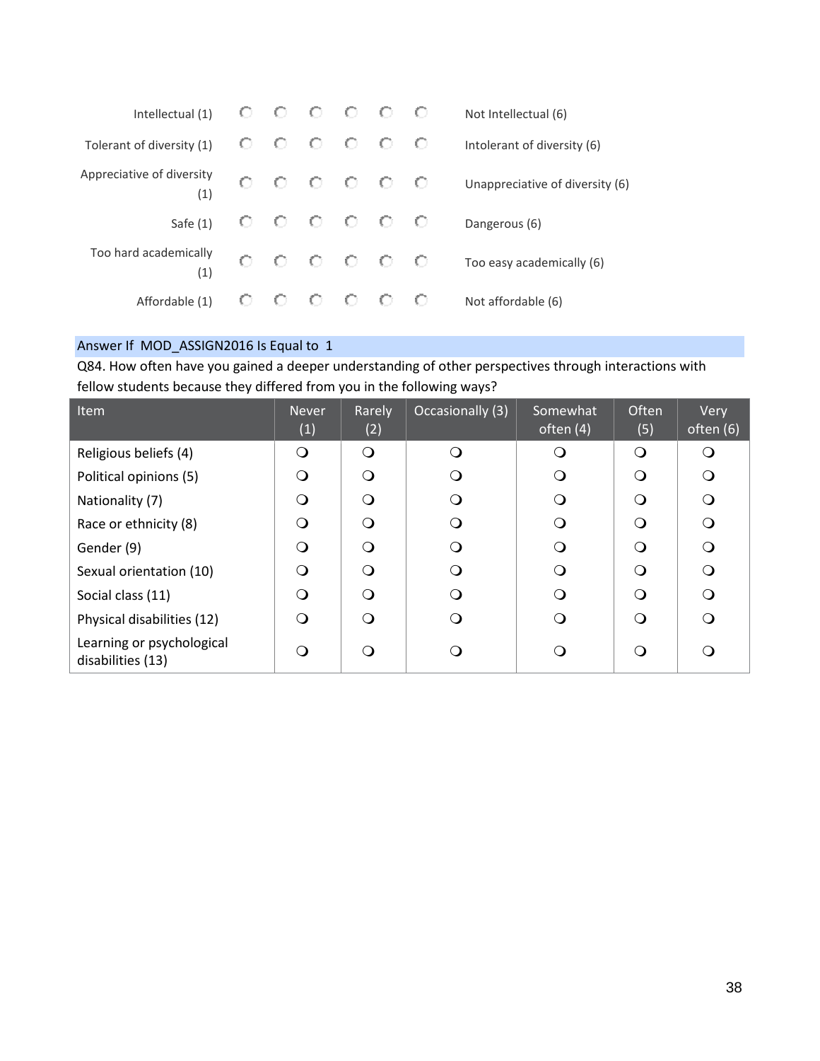| | | | | | | | |
|---|---|---|---|---|---|---|---|
| Intellectual (1) | ○ | ○ | ○ | ○ | ○ | ○ | Not Intellectual (6) |
| Tolerant of diversity (1) | ○ | ○ | ○ | ○ | ○ | ○ | Intolerant of diversity (6) |
| Appreciative of diversity (1) | ○ | ○ | ○ | ○ | ○ | ○ | Unappreciative of diversity (6) |
| Safe (1) | ○ | ○ | ○ | ○ | ○ | ○ | Dangerous (6) |
| Too hard academically (1) | ○ | ○ | ○ | ○ | ○ | ○ | Too easy academically (6) |
| Affordable (1) | ○ | ○ | ○ | ○ | ○ | ○ | Not affordable (6) |

Answer If MOD_ASSIGN2016 Is Equal to 1

Q84. How often have you gained a deeper understanding of other perspectives through interactions with fellow students because they differed from you in the following ways?

| Item | Never (1) | Rarely (2) | Occasionally (3) | Somewhat often (4) | Often (5) | Very often (6) |
|---|---|---|---|---|---|---|
| Religious beliefs (4) | ○ | ○ | ○ | ○ | ○ | ○ |
| Political opinions (5) | ○ | ○ | ○ | ○ | ○ | ○ |
| Nationality (7) | ○ | ○ | ○ | ○ | ○ | ○ |
| Race or ethnicity (8) | ○ | ○ | ○ | ○ | ○ | ○ |
| Gender (9) | ○ | ○ | ○ | ○ | ○ | ○ |
| Sexual orientation (10) | ○ | ○ | ○ | ○ | ○ | ○ |
| Social class (11) | ○ | ○ | ○ | ○ | ○ | ○ |
| Physical disabilities (12) | ○ | ○ | ○ | ○ | ○ | ○ |
| Learning or psychological disabilities (13) | ○ | ○ | ○ | ○ | ○ | ○ |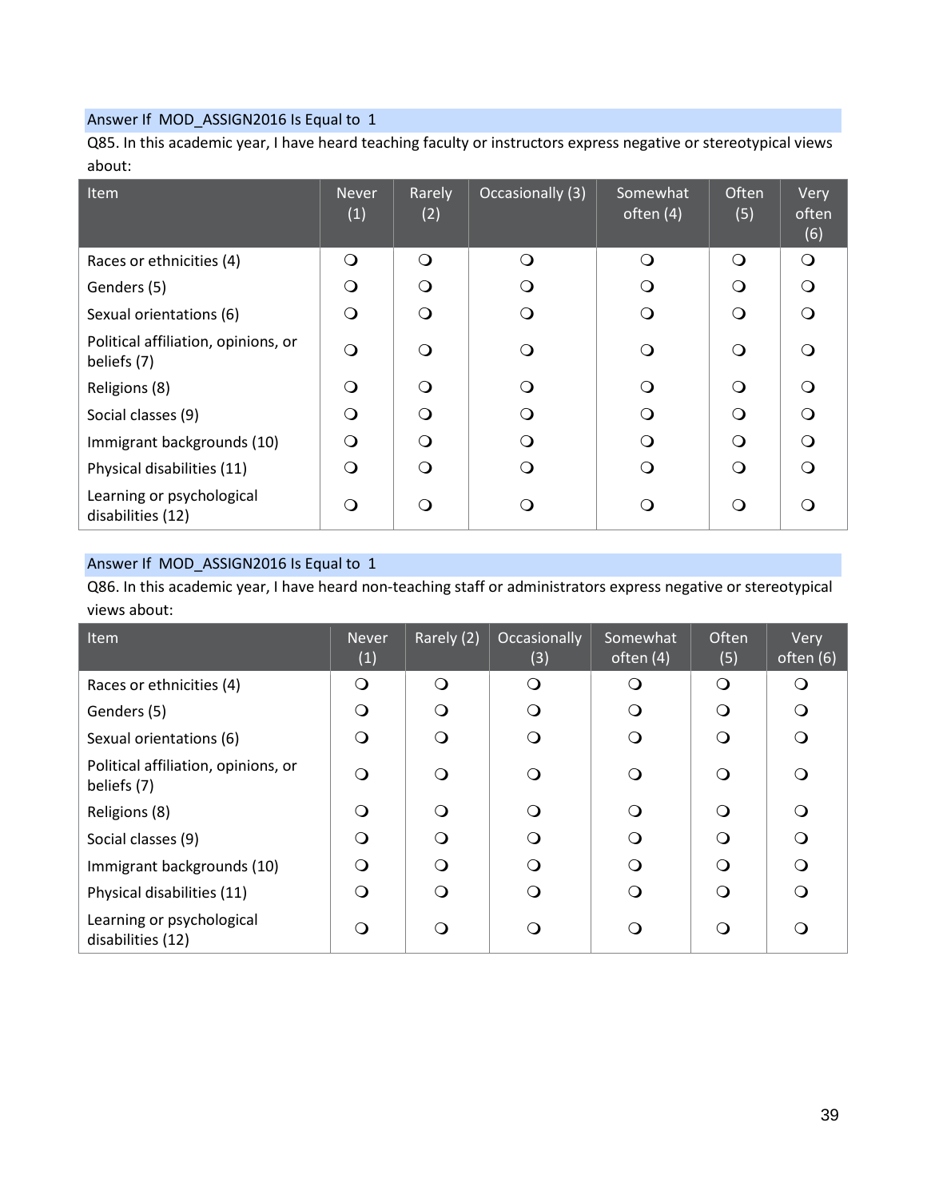Answer If MOD_ASSIGN2016 Is Equal to 1

Q85. In this academic year, I have heard teaching faculty or instructors express negative or stereotypical views about:

| Item | Never (1) | Rarely (2) | Occasionally (3) | Somewhat often (4) | Often (5) | Very often (6) |
|---|---|---|---|---|---|---|
| Races or ethnicities (4) | ❍ | ❍ | ❍ | ❍ | ❍ | ❍ |
| Genders (5) | ❍ | ❍ | ❍ | ❍ | ❍ | ❍ |
| Sexual orientations (6) | ❍ | ❍ | ❍ | ❍ | ❍ | ❍ |
| Political affiliation, opinions, or beliefs (7) | ❍ | ❍ | ❍ | ❍ | ❍ | ❍ |
| Religions (8) | ❍ | ❍ | ❍ | ❍ | ❍ | ❍ |
| Social classes (9) | ❍ | ❍ | ❍ | ❍ | ❍ | ❍ |
| Immigrant backgrounds (10) | ❍ | ❍ | ❍ | ❍ | ❍ | ❍ |
| Physical disabilities (11) | ❍ | ❍ | ❍ | ❍ | ❍ | ❍ |
| Learning or psychological disabilities (12) | ❍ | ❍ | ❍ | ❍ | ❍ | ❍ |

Answer If MOD_ASSIGN2016 Is Equal to 1

Q86. In this academic year, I have heard non-teaching staff or administrators express negative or stereotypical views about:

| Item | Never (1) | Rarely (2) | Occasionally (3) | Somewhat often (4) | Often (5) | Very often (6) |
|---|---|---|---|---|---|---|
| Races or ethnicities (4) | ❍ | ❍ | ❍ | ❍ | ❍ | ❍ |
| Genders (5) | ❍ | ❍ | ❍ | ❍ | ❍ | ❍ |
| Sexual orientations (6) | ❍ | ❍ | ❍ | ❍ | ❍ | ❍ |
| Political affiliation, opinions, or beliefs (7) | ❍ | ❍ | ❍ | ❍ | ❍ | ❍ |
| Religions (8) | ❍ | ❍ | ❍ | ❍ | ❍ | ❍ |
| Social classes (9) | ❍ | ❍ | ❍ | ❍ | ❍ | ❍ |
| Immigrant backgrounds (10) | ❍ | ❍ | ❍ | ❍ | ❍ | ❍ |
| Physical disabilities (11) | ❍ | ❍ | ❍ | ❍ | ❍ | ❍ |
| Learning or psychological disabilities (12) | ❍ | ❍ | ❍ | ❍ | ❍ | ❍ |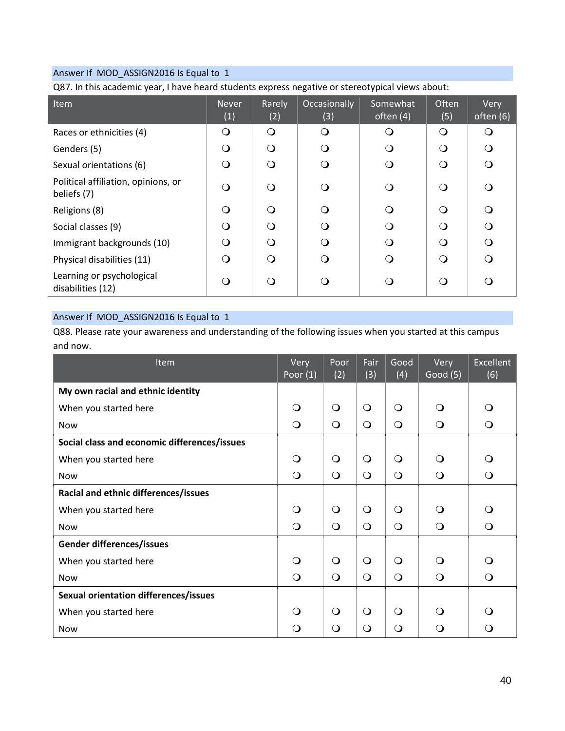Answer If MOD_ASSIGN2016 Is Equal to 1

Q87. In this academic year, I have heard students express negative or stereotypical views about:

| Item | Never (1) | Rarely (2) | Occasionally (3) | Somewhat often (4) | Often (5) | Very often (6) |
|---|---|---|---|---|---|---|
| Races or ethnicities (4) | ❍ | ❍ | ❍ | ❍ | ❍ | ❍ |
| Genders (5) | ❍ | ❍ | ❍ | ❍ | ❍ | ❍ |
| Sexual orientations (6) | ❍ | ❍ | ❍ | ❍ | ❍ | ❍ |
| Political affiliation, opinions, or beliefs (7) | ❍ | ❍ | ❍ | ❍ | ❍ | ❍ |
| Religions (8) | ❍ | ❍ | ❍ | ❍ | ❍ | ❍ |
| Social classes (9) | ❍ | ❍ | ❍ | ❍ | ❍ | ❍ |
| Immigrant backgrounds (10) | ❍ | ❍ | ❍ | ❍ | ❍ | ❍ |
| Physical disabilities (11) | ❍ | ❍ | ❍ | ❍ | ❍ | ❍ |
| Learning or psychological disabilities (12) | ❍ | ❍ | ❍ | ❍ | ❍ | ❍ |

Answer If MOD_ASSIGN2016 Is Equal to 1

Q88. Please rate your awareness and understanding of the following issues when you started at this campus and now.

| Item | Very Poor (1) | Poor (2) | Fair (3) | Good (4) | Very Good (5) | Excellent (6) |
|---|---|---|---|---|---|---|
| **My own racial and ethnic identity** | | | | | | |
| When you started here | ❍ | ❍ | ❍ | ❍ | ❍ | ❍ |
| Now | ❍ | ❍ | ❍ | ❍ | ❍ | ❍ |
| **Social class and economic differences/issues** | | | | | | |
| When you started here | ❍ | ❍ | ❍ | ❍ | ❍ | ❍ |
| Now | ❍ | ❍ | ❍ | ❍ | ❍ | ❍ |
| **Racial and ethnic differences/issues** | | | | | | |
| When you started here | ❍ | ❍ | ❍ | ❍ | ❍ | ❍ |
| Now | ❍ | ❍ | ❍ | ❍ | ❍ | ❍ |
| **Gender differences/issues** | | | | | | |
| When you started here | ❍ | ❍ | ❍ | ❍ | ❍ | ❍ |
| Now | ❍ | ❍ | ❍ | ❍ | ❍ | ❍ |
| **Sexual orientation differences/issues** | | | | | | |
| When you started here | ❍ | ❍ | ❍ | ❍ | ❍ | ❍ |
| Now | ❍ | ❍ | ❍ | ❍ | ❍ | ❍ |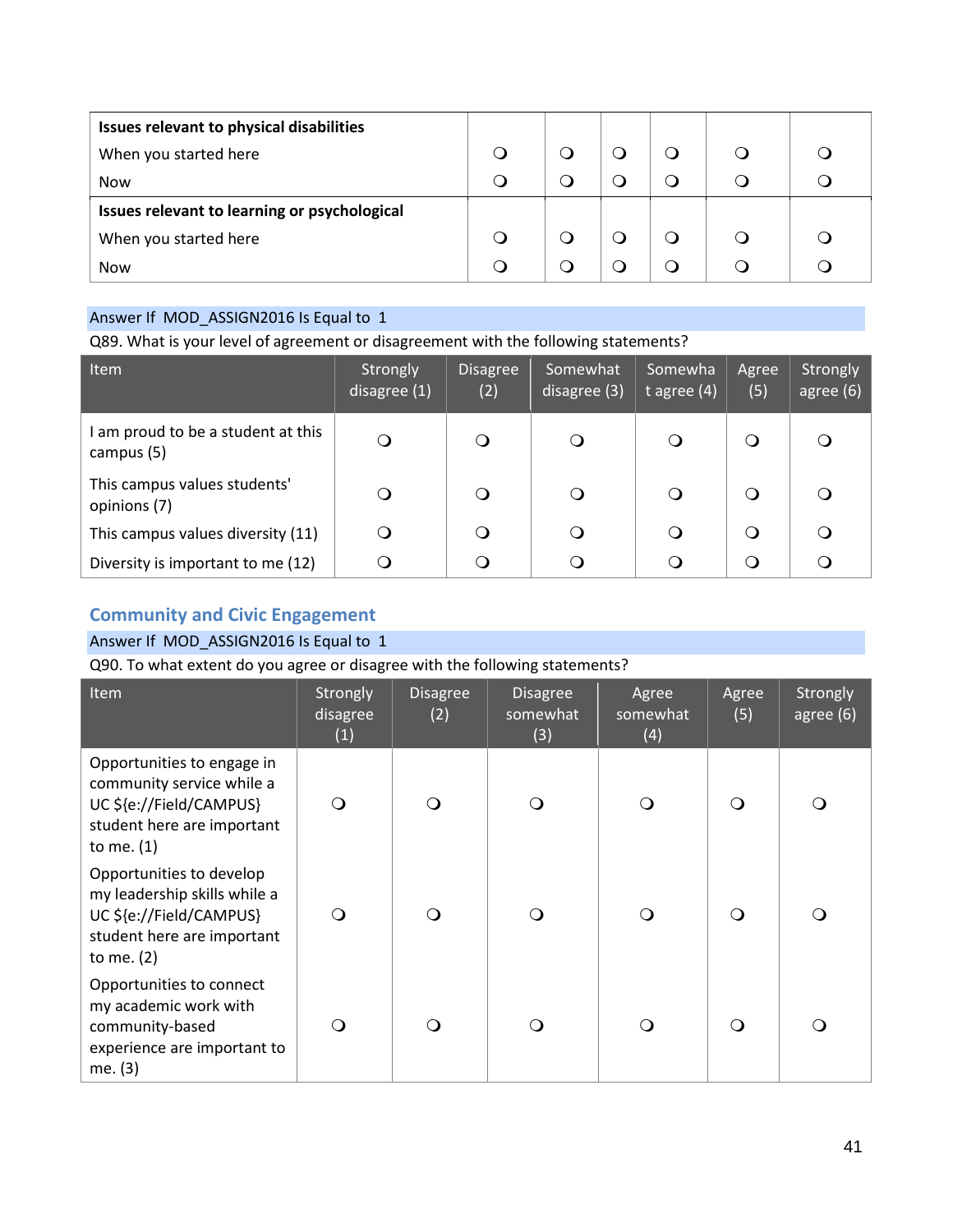| | | | | | | |
|---|---|---|---|---|---|---|
| **Issues relevant to physical disabilities** | | | | | | |
| When you started here | ❍ | ❍ | ❍ | ❍ | ❍ | ❍ |
| Now | ❍ | ❍ | ❍ | ❍ | ❍ | ❍ |
| **Issues relevant to learning or psychological** | | | | | | |
| When you started here | ❍ | ❍ | ❍ | ❍ | ❍ | ❍ |
| Now | ❍ | ❍ | ❍ | ❍ | ❍ | ❍ |

Answer If MOD_ASSIGN2016 Is Equal to 1

Q89. What is your level of agreement or disagreement with the following statements?

| Item | Strongly disagree (1) | Disagree (2) | Somewhat disagree (3) | Somewhat agree (4) | Agree (5) | Strongly agree (6) |
|---|---|---|---|---|---|---|
| I am proud to be a student at this campus (5) | ❍ | ❍ | ❍ | ❍ | ❍ | ❍ |
| This campus values students' opinions (7) | ❍ | ❍ | ❍ | ❍ | ❍ | ❍ |
| This campus values diversity (11) | ❍ | ❍ | ❍ | ❍ | ❍ | ❍ |
| Diversity is important to me (12) | ❍ | ❍ | ❍ | ❍ | ❍ | ❍ |

## Community and Civic Engagement

Answer If MOD_ASSIGN2016 Is Equal to 1

Q90. To what extent do you agree or disagree with the following statements?

| Item | Strongly disagree (1) | Disagree (2) | Disagree somewhat (3) | Agree somewhat (4) | Agree (5) | Strongly agree (6) |
|---|---|---|---|---|---|---|
| Opportunities to engage in community service while a UC ${e://Field/CAMPUS} student here are important to me. (1) | ❍ | ❍ | ❍ | ❍ | ❍ | ❍ |
| Opportunities to develop my leadership skills while a UC ${e://Field/CAMPUS} student here are important to me. (2) | ❍ | ❍ | ❍ | ❍ | ❍ | ❍ |
| Opportunities to connect my academic work with community-based experience are important to me. (3) | ❍ | ❍ | ❍ | ❍ | ❍ | ❍ |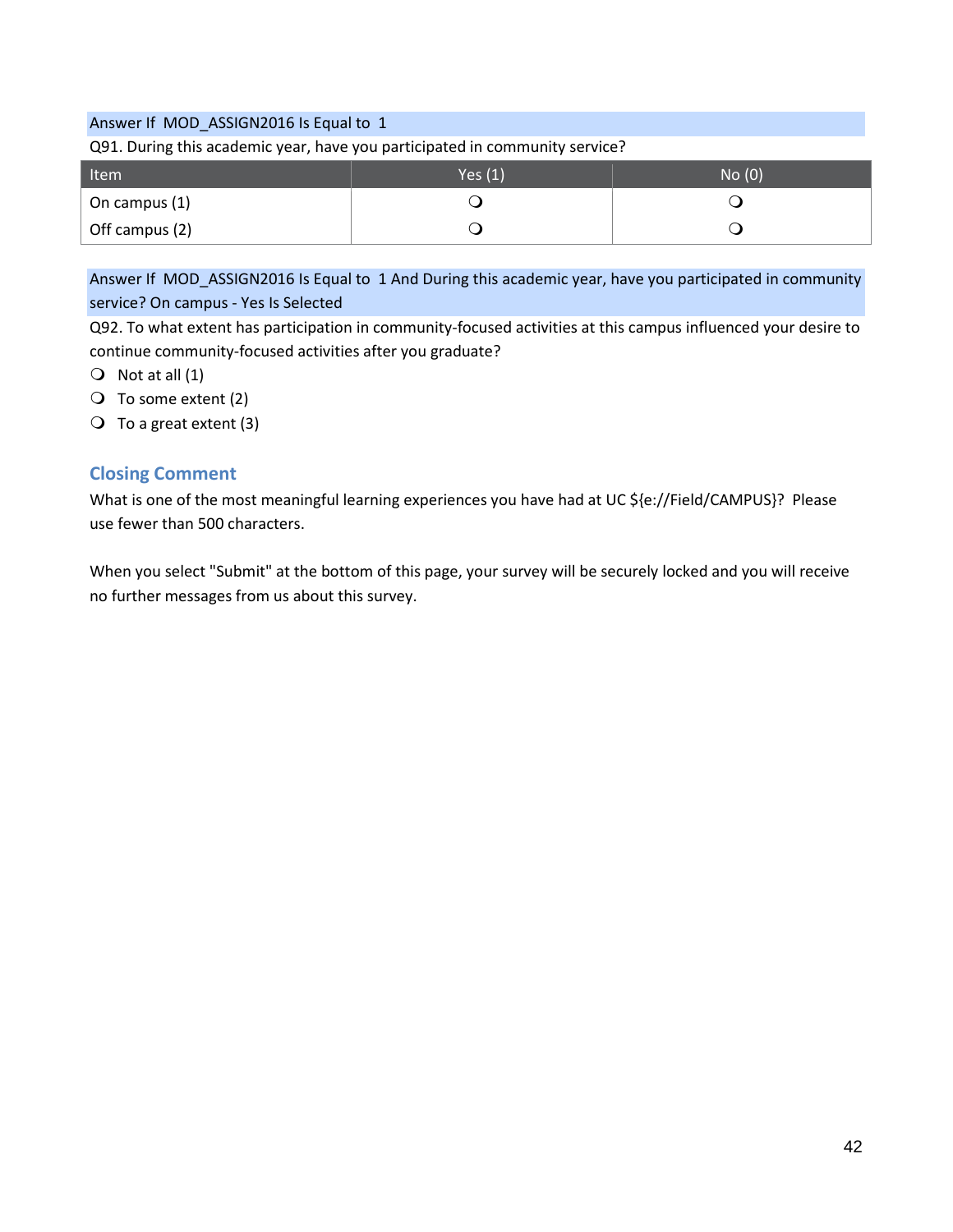Answer If MOD_ASSIGN2016 Is Equal to 1

Q91. During this academic year, have you participated in community service?

| Item | Yes (1) | No (0) |
|---|---|---|
| On campus (1) | ❍ | ❍ |
| Off campus (2) | ❍ | ❍ |

Answer If MOD_ASSIGN2016 Is Equal to 1 And During this academic year, have you participated in community service? On campus - Yes Is Selected

Q92. To what extent has participation in community-focused activities at this campus influenced your desire to continue community-focused activities after you graduate?

- ❍ Not at all (1)
- ❍ To some extent (2)
- ❍ To a great extent (3)

## Closing Comment

What is one of the most meaningful learning experiences you have had at UC ${e://Field/CAMPUS}? Please use fewer than 500 characters.

When you select "Submit" at the bottom of this page, your survey will be securely locked and you will receive no further messages from us about this survey.